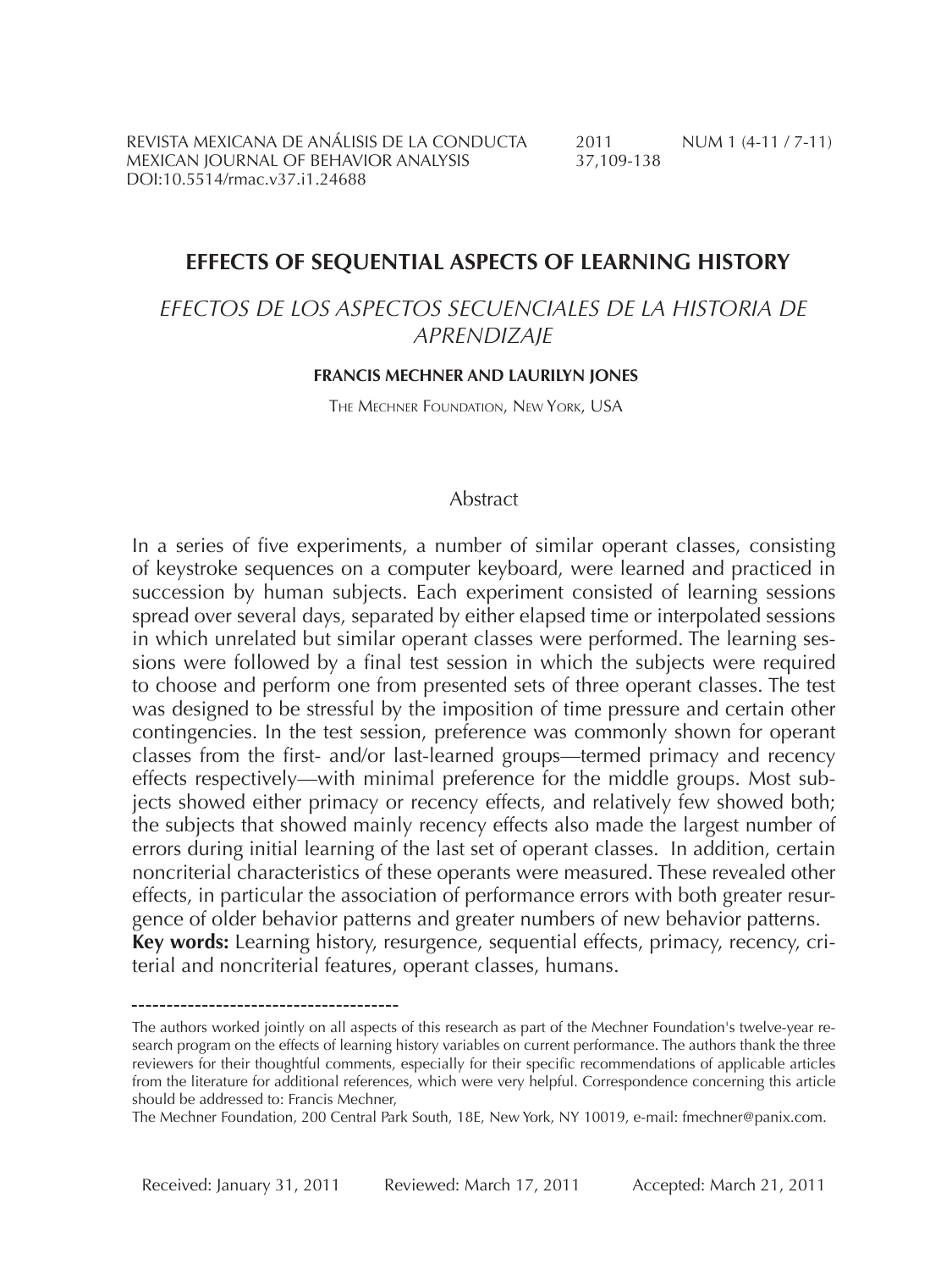# EFFECTS OF SEQUENTIAL ASPECTS OF LEARNING HISTORY

## *EFECTOS DE LOS ASPECTOS SECUENCIALES DE LA HISTORIA DE APRENDIZAJE*

**FRANCIS MECHNER AND LAURILYN JONES**

THE MECHNER FOUNDATION, NEW YORK, USA

### Abstract

In a series of five experiments, a number of similar operant classes, consisting of keystroke sequences on a computer keyboard, were learned and practiced in succession by human subjects. Each experiment consisted of learning sessions spread over several days, separated by either elapsed time or interpolated sessions in which unrelated but similar operant classes were performed. The learning sessions were followed by a final test session in which the subjects were required to choose and perform one from presented sets of three operant classes. The test was designed to be stressful by the imposition of time pressure and certain other contingencies. In the test session, preference was commonly shown for operant classes from the first- and/or last-learned groups—termed primacy and recency effects respectively—with minimal preference for the middle groups. Most subjects showed either primacy or recency effects, and relatively few showed both; the subjects that showed mainly recency effects also made the largest number of errors during initial learning of the last set of operant classes. In addition, certain noncriterial characteristics of these operants were measured. These revealed other effects, in particular the association of performance errors with both greater resurgence of older behavior patterns and greater numbers of new behavior patterns.

**Key words:** Learning history, resurgence, sequential effects, primacy, recency, criterial and noncriterial features, operant classes, humans.

---

The authors worked jointly on all aspects of this research as part of the Mechner Foundation's twelve-year research program on the effects of learning history variables on current performance. The authors thank the three reviewers for their thoughtful comments, especially for their specific recommendations of applicable articles from the literature for additional references, which were very helpful. Correspondence concerning this article should be addressed to: Francis Mechner,

The Mechner Foundation, 200 Central Park South, 18E, New York, NY 10019, e-mail: fmechner@panix.com.

Received: January 31, 2011 Reviewed: March 17, 2011 Accepted: March 21, 2011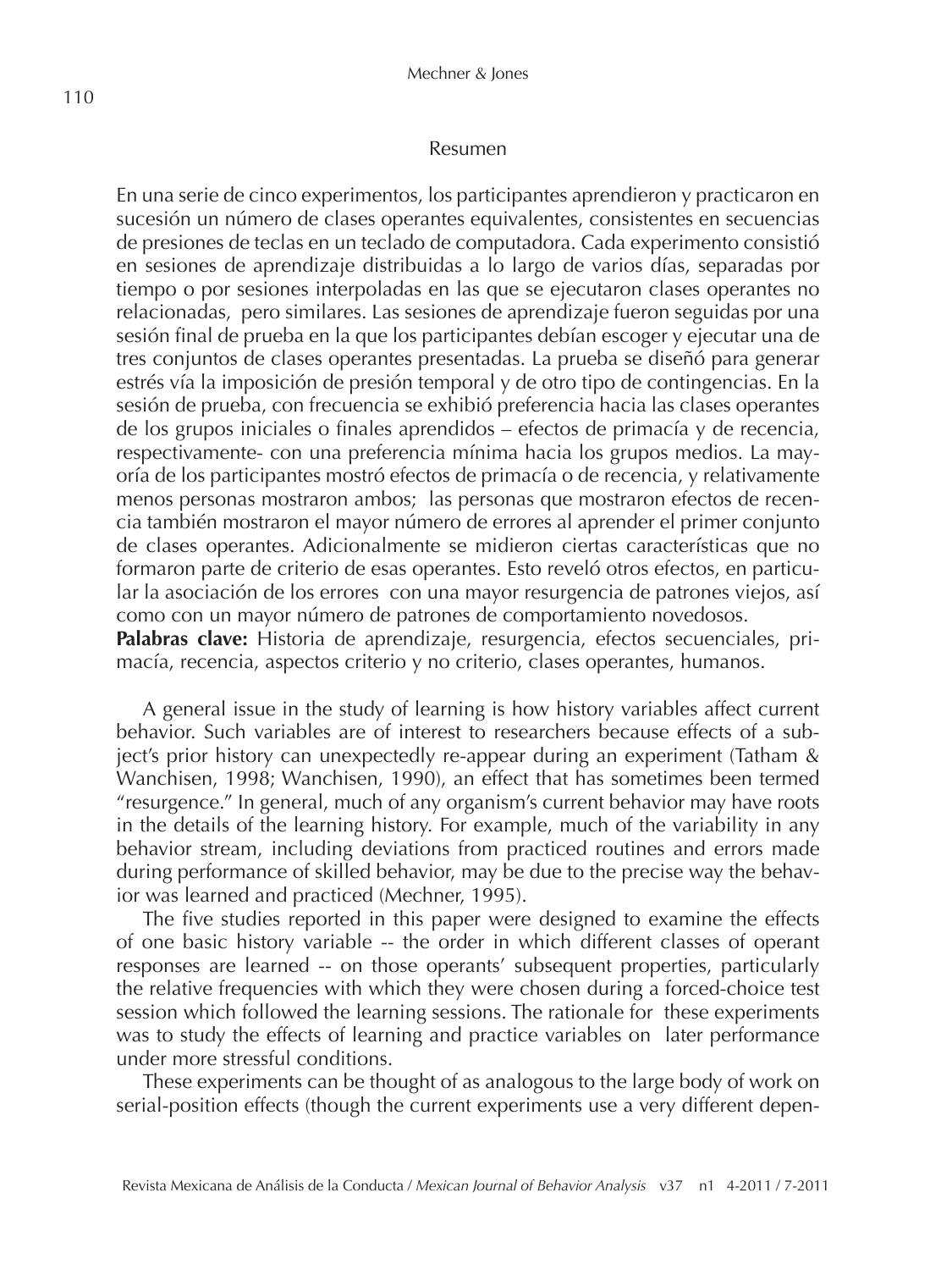## Resumen

En una serie de cinco experimentos, los participantes aprendieron y practicaron en sucesión un número de clases operantes equivalentes, consistentes en secuencias de presiones de teclas en un teclado de computadora. Cada experimento consistió en sesiones de aprendizaje distribuidas a lo largo de varios días, separadas por tiempo o por sesiones interpoladas en las que se ejecutaron clases operantes no relacionadas, pero similares. Las sesiones de aprendizaje fueron seguidas por una sesión final de prueba en la que los participantes debían escoger y ejecutar una de tres conjuntos de clases operantes presentadas. La prueba se diseñó para generar estrés vía la imposición de presión temporal y de otro tipo de contingencias. En la sesión de prueba, con frecuencia se exhibió preferencia hacia las clases operantes de los grupos iniciales o finales aprendidos – efectos de primacía y de recencia, respectivamente- con una preferencia mínima hacia los grupos medios. La mayoría de los participantes mostró efectos de primacía o de recencia, y relativamente menos personas mostraron ambos; las personas que mostraron efectos de recencia también mostraron el mayor número de errores al aprender el primer conjunto de clases operantes. Adicionalmente se midieron ciertas características que no formaron parte de criterio de esas operantes. Esto reveló otros efectos, en particular la asociación de los errores con una mayor resurgencia de patrones viejos, así como con un mayor número de patrones de comportamiento novedosos.

**Palabras clave:** Historia de aprendizaje, resurgencia, efectos secuenciales, primacía, recencia, aspectos criterio y no criterio, clases operantes, humanos.

A general issue in the study of learning is how history variables affect current behavior. Such variables are of interest to researchers because effects of a subject's prior history can unexpectedly re-appear during an experiment (Tatham & Wanchisen, 1998; Wanchisen, 1990), an effect that has sometimes been termed "resurgence." In general, much of any organism's current behavior may have roots in the details of the learning history. For example, much of the variability in any behavior stream, including deviations from practiced routines and errors made during performance of skilled behavior, may be due to the precise way the behavior was learned and practiced (Mechner, 1995).

The five studies reported in this paper were designed to examine the effects of one basic history variable -- the order in which different classes of operant responses are learned -- on those operants' subsequent properties, particularly the relative frequencies with which they were chosen during a forced-choice test session which followed the learning sessions. The rationale for these experiments was to study the effects of learning and practice variables on later performance under more stressful conditions.

These experiments can be thought of as analogous to the large body of work on serial-position effects (though the current experiments use a very different depen-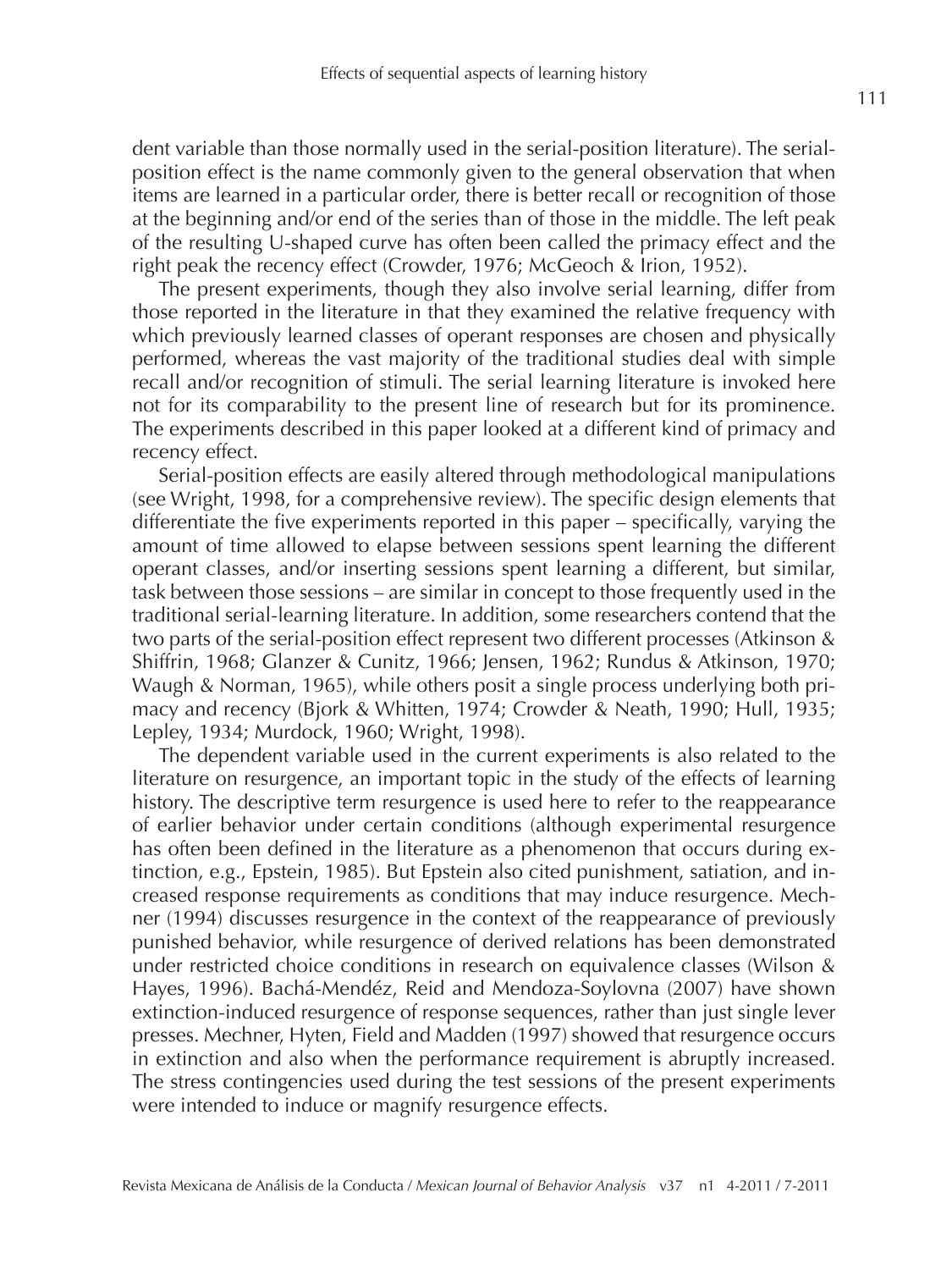dent variable than those normally used in the serial-position literature). The serial-position effect is the name commonly given to the general observation that when items are learned in a particular order, there is better recall or recognition of those at the beginning and/or end of the series than of those in the middle. The left peak of the resulting U-shaped curve has often been called the primacy effect and the right peak the recency effect (Crowder, 1976; McGeoch & Irion, 1952).

The present experiments, though they also involve serial learning, differ from those reported in the literature in that they examined the relative frequency with which previously learned classes of operant responses are chosen and physically performed, whereas the vast majority of the traditional studies deal with simple recall and/or recognition of stimuli. The serial learning literature is invoked here not for its comparability to the present line of research but for its prominence. The experiments described in this paper looked at a different kind of primacy and recency effect.

Serial-position effects are easily altered through methodological manipulations (see Wright, 1998, for a comprehensive review). The specific design elements that differentiate the five experiments reported in this paper – specifically, varying the amount of time allowed to elapse between sessions spent learning the different operant classes, and/or inserting sessions spent learning a different, but similar, task between those sessions – are similar in concept to those frequently used in the traditional serial-learning literature. In addition, some researchers contend that the two parts of the serial-position effect represent two different processes (Atkinson & Shiffrin, 1968; Glanzer & Cunitz, 1966; Jensen, 1962; Rundus & Atkinson, 1970; Waugh & Norman, 1965), while others posit a single process underlying both primacy and recency (Bjork & Whitten, 1974; Crowder & Neath, 1990; Hull, 1935; Lepley, 1934; Murdock, 1960; Wright, 1998).

The dependent variable used in the current experiments is also related to the literature on resurgence, an important topic in the study of the effects of learning history. The descriptive term resurgence is used here to refer to the reappearance of earlier behavior under certain conditions (although experimental resurgence has often been defined in the literature as a phenomenon that occurs during extinction, e.g., Epstein, 1985). But Epstein also cited punishment, satiation, and increased response requirements as conditions that may induce resurgence. Mechner (1994) discusses resurgence in the context of the reappearance of previously punished behavior, while resurgence of derived relations has been demonstrated under restricted choice conditions in research on equivalence classes (Wilson & Hayes, 1996). Bachá-Mendéz, Reid and Mendoza-Soylovna (2007) have shown extinction-induced resurgence of response sequences, rather than just single lever presses. Mechner, Hyten, Field and Madden (1997) showed that resurgence occurs in extinction and also when the performance requirement is abruptly increased. The stress contingencies used during the test sessions of the present experiments were intended to induce or magnify resurgence effects.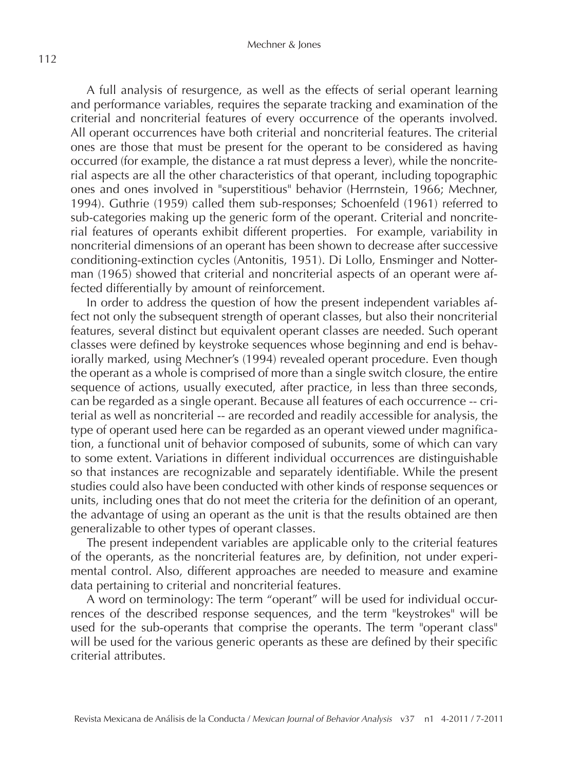A full analysis of resurgence, as well as the effects of serial operant learning and performance variables, requires the separate tracking and examination of the criterial and noncriterial features of every occurrence of the operants involved. All operant occurrences have both criterial and noncriterial features. The criterial ones are those that must be present for the operant to be considered as having occurred (for example, the distance a rat must depress a lever), while the noncriterial aspects are all the other characteristics of that operant, including topographic ones and ones involved in "superstitious" behavior (Herrnstein, 1966; Mechner, 1994). Guthrie (1959) called them sub-responses; Schoenfeld (1961) referred to sub-categories making up the generic form of the operant. Criterial and noncriterial features of operants exhibit different properties. For example, variability in noncriterial dimensions of an operant has been shown to decrease after successive conditioning-extinction cycles (Antonitis, 1951). Di Lollo, Ensminger and Notterman (1965) showed that criterial and noncriterial aspects of an operant were affected differentially by amount of reinforcement.

In order to address the question of how the present independent variables affect not only the subsequent strength of operant classes, but also their noncriterial features, several distinct but equivalent operant classes are needed. Such operant classes were defined by keystroke sequences whose beginning and end is behaviorally marked, using Mechner's (1994) revealed operant procedure. Even though the operant as a whole is comprised of more than a single switch closure, the entire sequence of actions, usually executed, after practice, in less than three seconds, can be regarded as a single operant. Because all features of each occurrence -- criterial as well as noncriterial -- are recorded and readily accessible for analysis, the type of operant used here can be regarded as an operant viewed under magnification, a functional unit of behavior composed of subunits, some of which can vary to some extent. Variations in different individual occurrences are distinguishable so that instances are recognizable and separately identifiable. While the present studies could also have been conducted with other kinds of response sequences or units, including ones that do not meet the criteria for the definition of an operant, the advantage of using an operant as the unit is that the results obtained are then generalizable to other types of operant classes.

The present independent variables are applicable only to the criterial features of the operants, as the noncriterial features are, by definition, not under experimental control. Also, different approaches are needed to measure and examine data pertaining to criterial and noncriterial features.

A word on terminology: The term "operant" will be used for individual occurrences of the described response sequences, and the term "keystrokes" will be used for the sub-operants that comprise the operants. The term "operant class" will be used for the various generic operants as these are defined by their specific criterial attributes.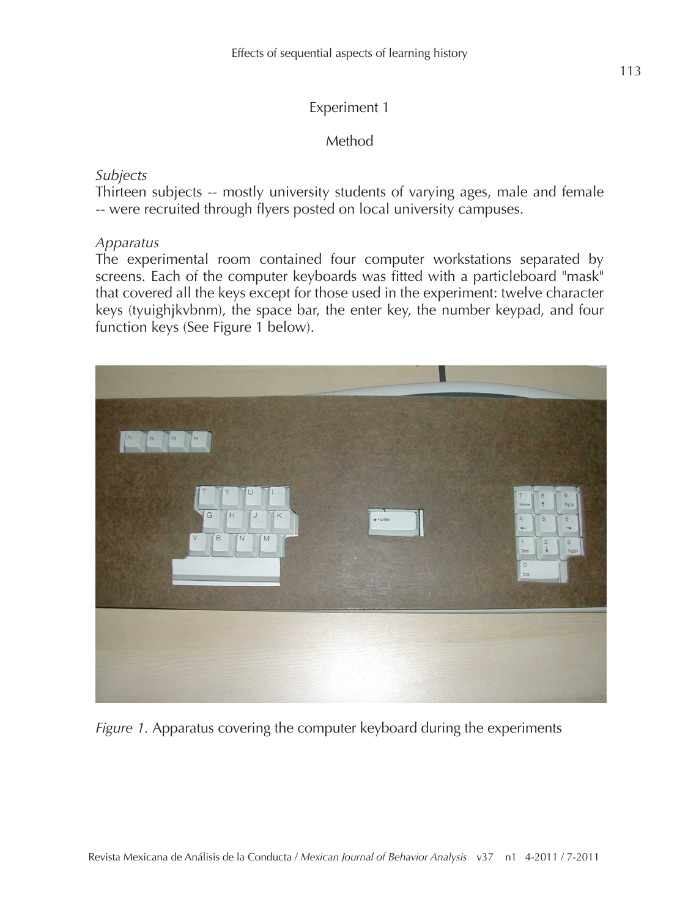## Experiment 1

### Method

*Subjects*

Thirteen subjects -- mostly university students of varying ages, male and female -- were recruited through flyers posted on local university campuses.

*Apparatus*

The experimental room contained four computer workstations separated by screens. Each of the computer keyboards was fitted with a particleboard "mask" that covered all the keys except for those used in the experiment: twelve character keys (tyuighjkvbnm), the space bar, the enter key, the number keypad, and four function keys (See Figure 1 below).

*Figure 1.* Apparatus covering the computer keyboard during the experiments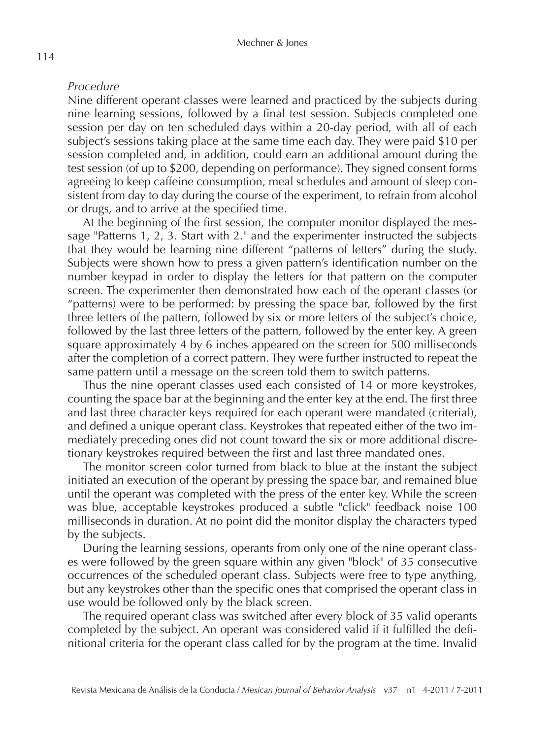*Procedure*

Nine different operant classes were learned and practiced by the subjects during nine learning sessions, followed by a final test session. Subjects completed one session per day on ten scheduled days within a 20-day period, with all of each subject's sessions taking place at the same time each day. They were paid $10 per session completed and, in addition, could earn an additional amount during the test session (of up to $200, depending on performance). They signed consent forms agreeing to keep caffeine consumption, meal schedules and amount of sleep consistent from day to day during the course of the experiment, to refrain from alcohol or drugs, and to arrive at the specified time.

At the beginning of the first session, the computer monitor displayed the message "Patterns 1, 2, 3. Start with 2." and the experimenter instructed the subjects that they would be learning nine different "patterns of letters" during the study. Subjects were shown how to press a given pattern's identification number on the number keypad in order to display the letters for that pattern on the computer screen. The experimenter then demonstrated how each of the operant classes (or "patterns) were to be performed: by pressing the space bar, followed by the first three letters of the pattern, followed by six or more letters of the subject's choice, followed by the last three letters of the pattern, followed by the enter key. A green square approximately 4 by 6 inches appeared on the screen for 500 milliseconds after the completion of a correct pattern. They were further instructed to repeat the same pattern until a message on the screen told them to switch patterns.

Thus the nine operant classes used each consisted of 14 or more keystrokes, counting the space bar at the beginning and the enter key at the end. The first three and last three character keys required for each operant were mandated (criterial), and defined a unique operant class. Keystrokes that repeated either of the two immediately preceding ones did not count toward the six or more additional discretionary keystrokes required between the first and last three mandated ones.

The monitor screen color turned from black to blue at the instant the subject initiated an execution of the operant by pressing the space bar, and remained blue until the operant was completed with the press of the enter key. While the screen was blue, acceptable keystrokes produced a subtle "click" feedback noise 100 milliseconds in duration. At no point did the monitor display the characters typed by the subjects.

During the learning sessions, operants from only one of the nine operant classes were followed by the green square within any given "block" of 35 consecutive occurrences of the scheduled operant class. Subjects were free to type anything, but any keystrokes other than the specific ones that comprised the operant class in use would be followed only by the black screen.

The required operant class was switched after every block of 35 valid operants completed by the subject. An operant was considered valid if it fulfilled the definitional criteria for the operant class called for by the program at the time. Invalid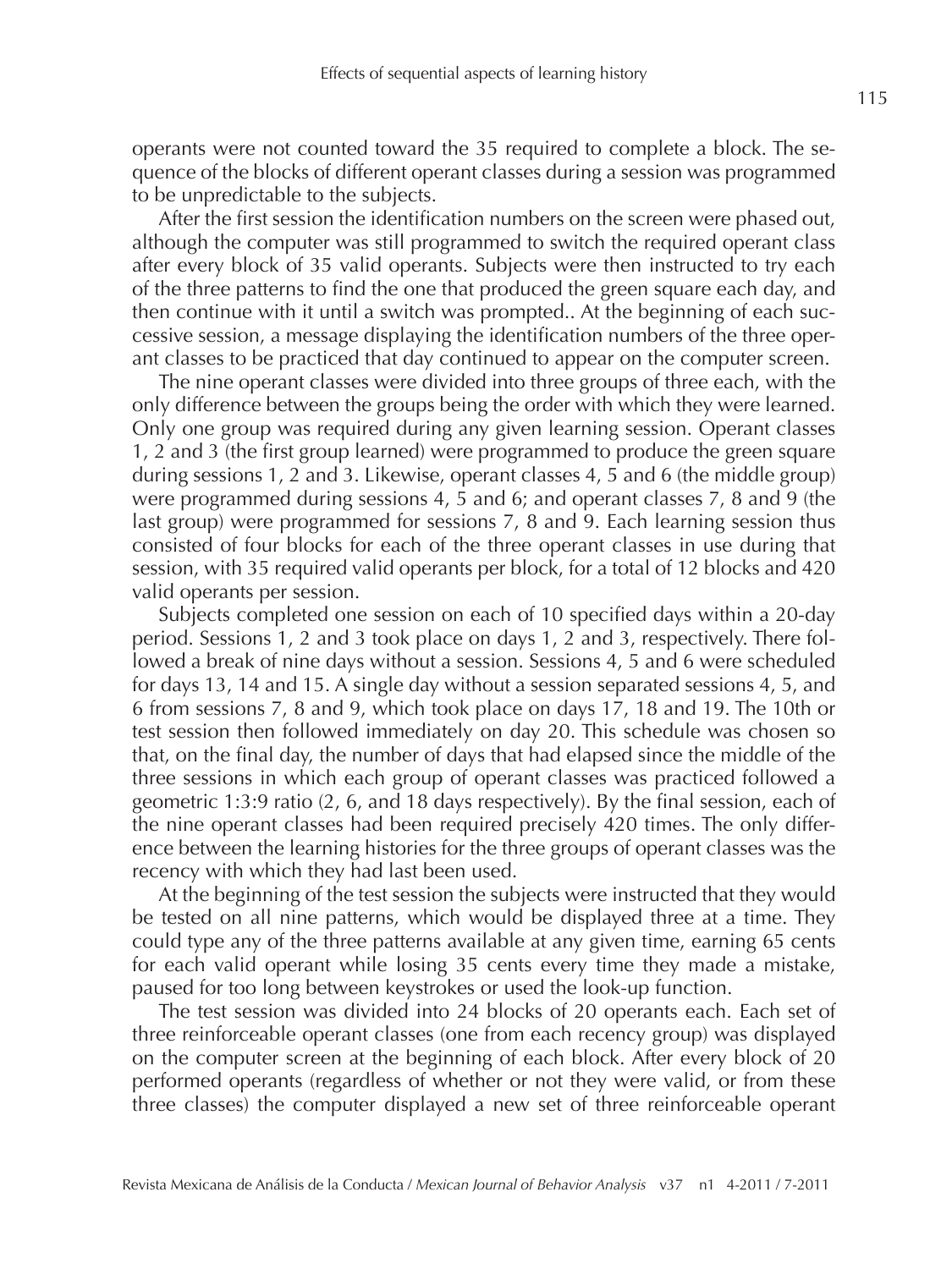operants were not counted toward the 35 required to complete a block. The sequence of the blocks of different operant classes during a session was programmed to be unpredictable to the subjects.

After the first session the identification numbers on the screen were phased out, although the computer was still programmed to switch the required operant class after every block of 35 valid operants. Subjects were then instructed to try each of the three patterns to find the one that produced the green square each day, and then continue with it until a switch was prompted.. At the beginning of each successive session, a message displaying the identification numbers of the three operant classes to be practiced that day continued to appear on the computer screen.

The nine operant classes were divided into three groups of three each, with the only difference between the groups being the order with which they were learned. Only one group was required during any given learning session. Operant classes 1, 2 and 3 (the first group learned) were programmed to produce the green square during sessions 1, 2 and 3. Likewise, operant classes 4, 5 and 6 (the middle group) were programmed during sessions 4, 5 and 6; and operant classes 7, 8 and 9 (the last group) were programmed for sessions 7, 8 and 9. Each learning session thus consisted of four blocks for each of the three operant classes in use during that session, with 35 required valid operants per block, for a total of 12 blocks and 420 valid operants per session.

Subjects completed one session on each of 10 specified days within a 20-day period. Sessions 1, 2 and 3 took place on days 1, 2 and 3, respectively. There followed a break of nine days without a session. Sessions 4, 5 and 6 were scheduled for days 13, 14 and 15. A single day without a session separated sessions 4, 5, and 6 from sessions 7, 8 and 9, which took place on days 17, 18 and 19. The 10th or test session then followed immediately on day 20. This schedule was chosen so that, on the final day, the number of days that had elapsed since the middle of the three sessions in which each group of operant classes was practiced followed a geometric 1:3:9 ratio (2, 6, and 18 days respectively). By the final session, each of the nine operant classes had been required precisely 420 times. The only difference between the learning histories for the three groups of operant classes was the recency with which they had last been used.

At the beginning of the test session the subjects were instructed that they would be tested on all nine patterns, which would be displayed three at a time. They could type any of the three patterns available at any given time, earning 65 cents for each valid operant while losing 35 cents every time they made a mistake, paused for too long between keystrokes or used the look-up function.

The test session was divided into 24 blocks of 20 operants each. Each set of three reinforceable operant classes (one from each recency group) was displayed on the computer screen at the beginning of each block. After every block of 20 performed operants (regardless of whether or not they were valid, or from these three classes) the computer displayed a new set of three reinforceable operant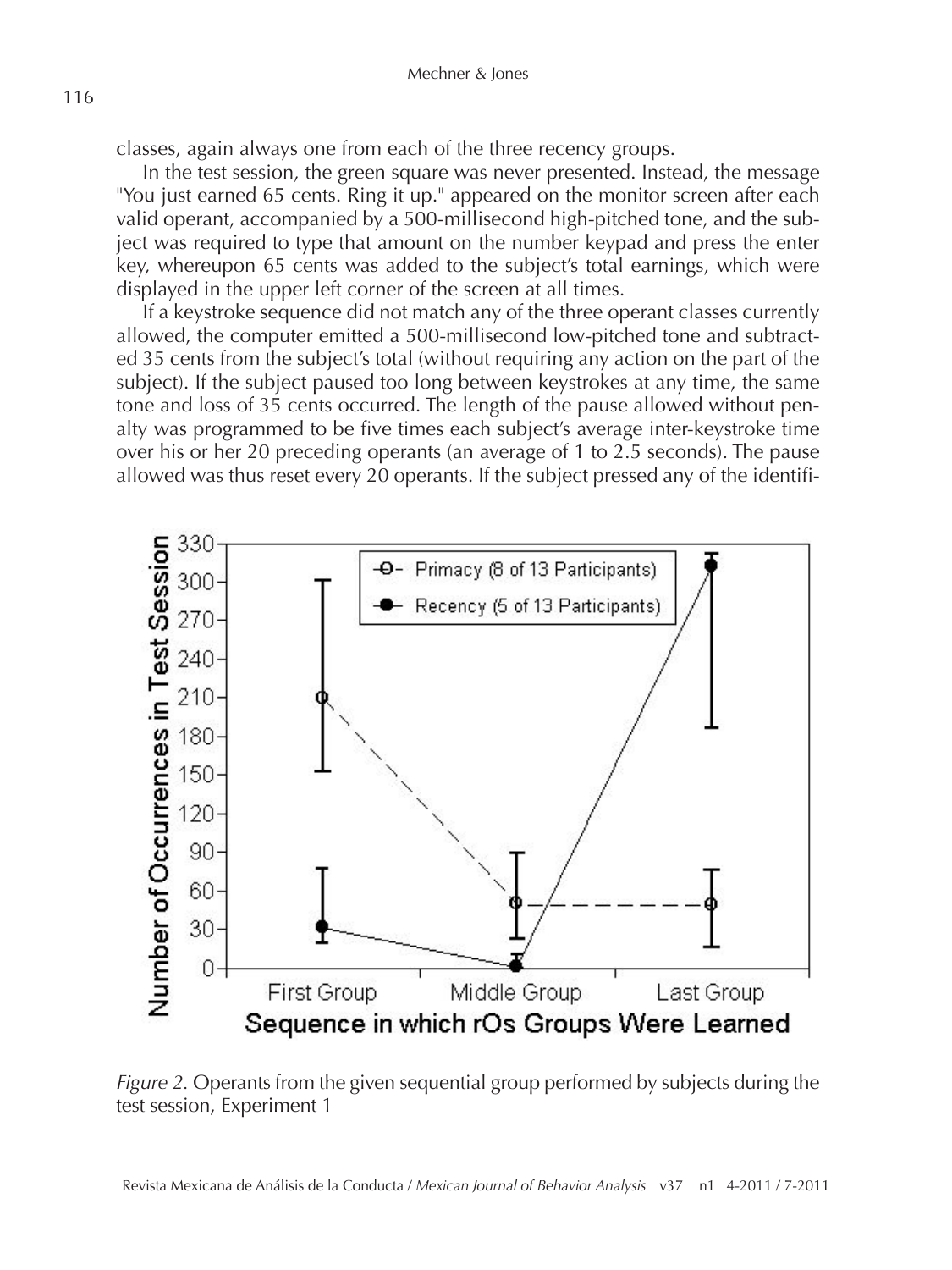classes, again always one from each of the three recency groups.

In the test session, the green square was never presented. Instead, the message "You just earned 65 cents. Ring it up." appeared on the monitor screen after each valid operant, accompanied by a 500-millisecond high-pitched tone, and the subject was required to type that amount on the number keypad and press the enter key, whereupon 65 cents was added to the subject's total earnings, which were displayed in the upper left corner of the screen at all times.

If a keystroke sequence did not match any of the three operant classes currently allowed, the computer emitted a 500-millisecond low-pitched tone and subtracted 35 cents from the subject's total (without requiring any action on the part of the subject). If the subject paused too long between keystrokes at any time, the same tone and loss of 35 cents occurred. The length of the pause allowed without penalty was programmed to be five times each subject's average inter-keystroke time over his or her 20 preceding operants (an average of 1 to 2.5 seconds). The pause allowed was thus reset every 20 operants. If the subject pressed any of the identifi-

*Figure 2.* Operants from the given sequential group performed by subjects during the test session, Experiment 1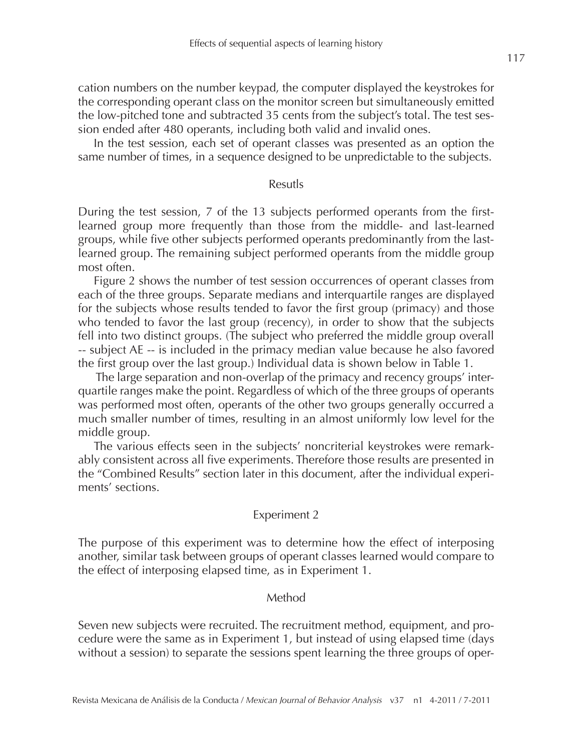cation numbers on the number keypad, the computer displayed the keystrokes for the corresponding operant class on the monitor screen but simultaneously emitted the low-pitched tone and subtracted 35 cents from the subject's total. The test session ended after 480 operants, including both valid and invalid ones.

In the test session, each set of operant classes was presented as an option the same number of times, in a sequence designed to be unpredictable to the subjects.

### Resutls

During the test session, 7 of the 13 subjects performed operants from the first-learned group more frequently than those from the middle- and last-learned groups, while five other subjects performed operants predominantly from the last-learned group. The remaining subject performed operants from the middle group most often.

Figure 2 shows the number of test session occurrences of operant classes from each of the three groups. Separate medians and interquartile ranges are displayed for the subjects whose results tended to favor the first group (primacy) and those who tended to favor the last group (recency), in order to show that the subjects fell into two distinct groups. (The subject who preferred the middle group overall -- subject AE -- is included in the primacy median value because he also favored the first group over the last group.) Individual data is shown below in Table 1.

The large separation and non-overlap of the primacy and recency groups' interquartile ranges make the point. Regardless of which of the three groups of operants was performed most often, operants of the other two groups generally occurred a much smaller number of times, resulting in an almost uniformly low level for the middle group.

The various effects seen in the subjects' noncriterial keystrokes were remarkably consistent across all five experiments. Therefore those results are presented in the "Combined Results" section later in this document, after the individual experiments' sections.

## Experiment 2

The purpose of this experiment was to determine how the effect of interposing another, similar task between groups of operant classes learned would compare to the effect of interposing elapsed time, as in Experiment 1.

### Method

Seven new subjects were recruited. The recruitment method, equipment, and procedure were the same as in Experiment 1, but instead of using elapsed time (days without a session) to separate the sessions spent learning the three groups of oper-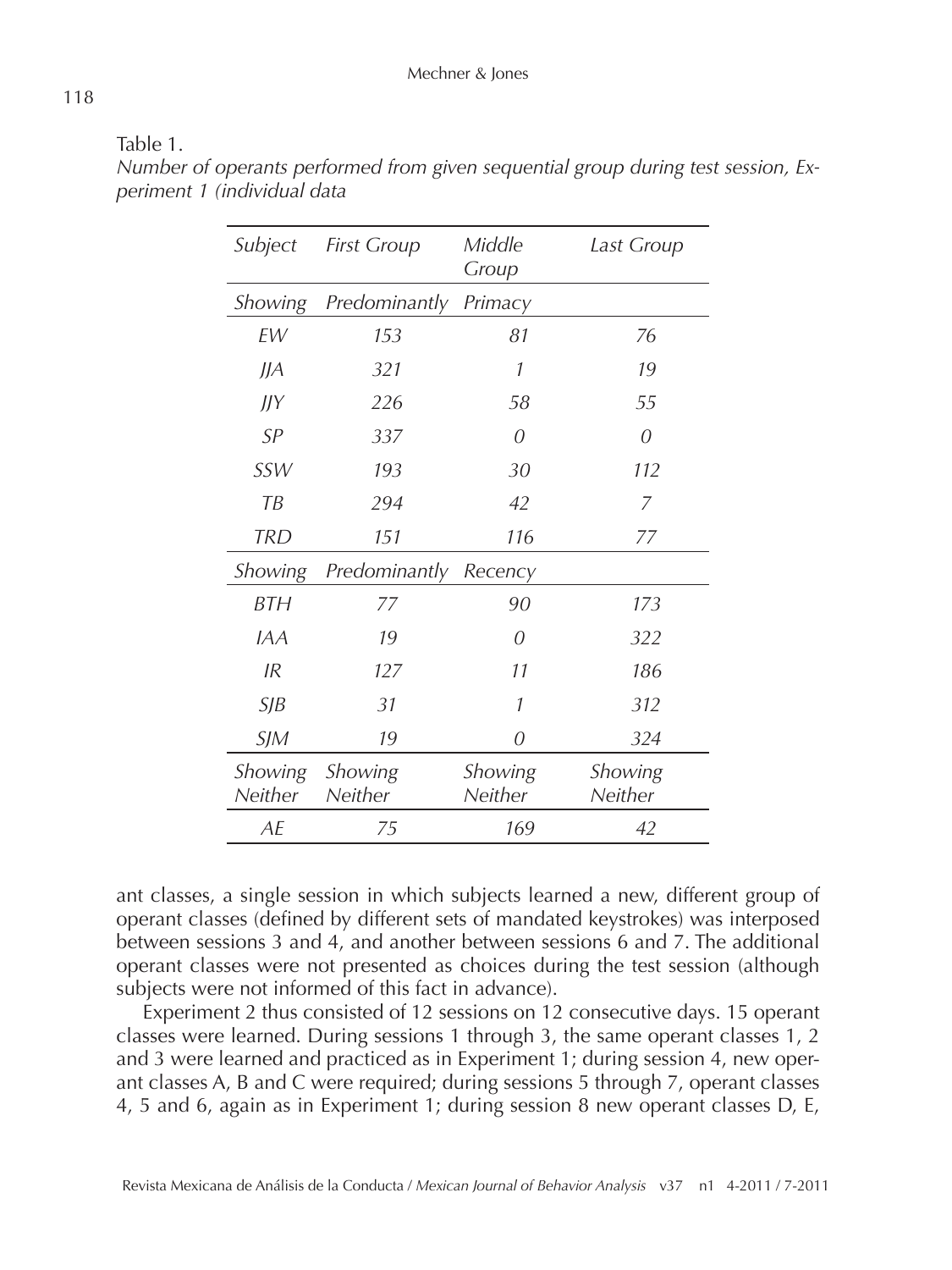Table 1.
*Number of operants performed from given sequential group during test session, Experiment 1 (individual data*

| *Subject* | *First Group* | *Middle Group* | *Last Group* |
|---|---|---|---|
| *Showing* | *Predominantly* | *Primacy* | |
| *EW* | *153* | *81* | *76* |
| *JJA* | *321* | *1* | *19* |
| *JJY* | *226* | *58* | *55* |
| *SP* | *337* | *0* | *0* |
| *SSW* | *193* | *30* | *112* |
| *TB* | *294* | *42* | *7* |
| *TRD* | *151* | *116* | *77* |
| *Showing* | *Predominantly* | *Recency* | |
| *BTH* | *77* | *90* | *173* |
| *IAA* | *19* | *0* | *322* |
| *IR* | *127* | *11* | *186* |
| *SJB* | *31* | *1* | *312* |
| *SJM* | *19* | *0* | *324* |
| *Showing Neither* | *Showing Neither* | *Showing Neither* | *Showing Neither* |
| *AE* | *75* | *169* | *42* |

ant classes, a single session in which subjects learned a new, different group of operant classes (defined by different sets of mandated keystrokes) was interposed between sessions 3 and 4, and another between sessions 6 and 7. The additional operant classes were not presented as choices during the test session (although subjects were not informed of this fact in advance).

Experiment 2 thus consisted of 12 sessions on 12 consecutive days. 15 operant classes were learned. During sessions 1 through 3, the same operant classes 1, 2 and 3 were learned and practiced as in Experiment 1; during session 4, new operant classes A, B and C were required; during sessions 5 through 7, operant classes 4, 5 and 6, again as in Experiment 1; during session 8 new operant classes D, E,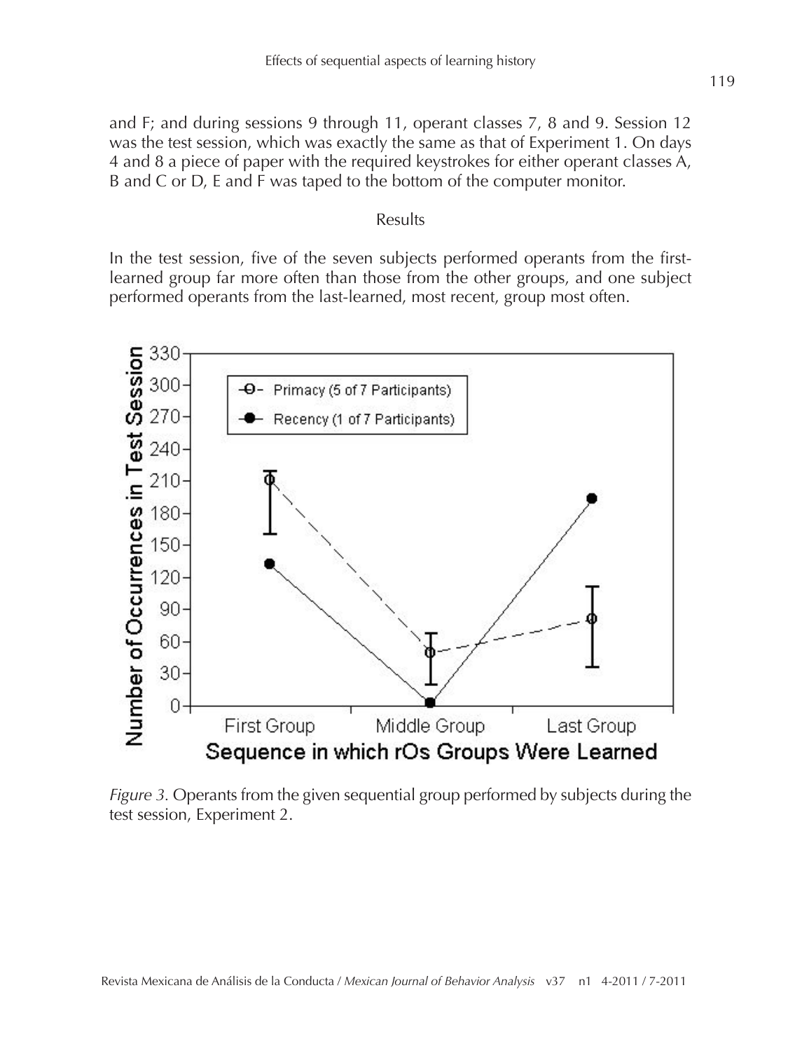and F; and during sessions 9 through 11, operant classes 7, 8 and 9. Session 12 was the test session, which was exactly the same as that of Experiment 1. On days 4 and 8 a piece of paper with the required keystrokes for either operant classes A, B and C or D, E and F was taped to the bottom of the computer monitor.

## Results

In the test session, five of the seven subjects performed operants from the first-learned group far more often than those from the other groups, and one subject performed operants from the last-learned, most recent, group most often.

*Figure 3.* Operants from the given sequential group performed by subjects during the test session, Experiment 2.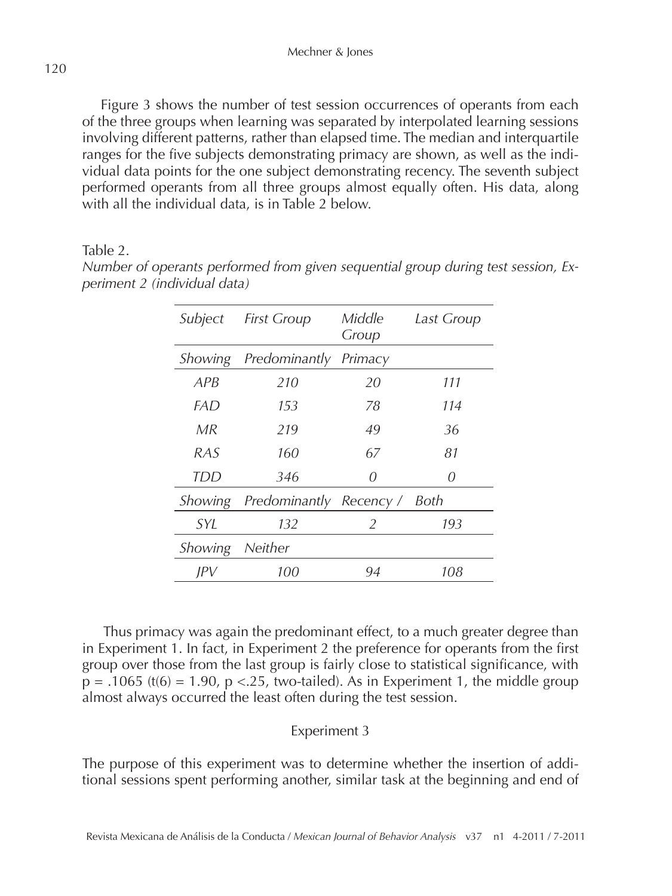Figure 3 shows the number of test session occurrences of operants from each of the three groups when learning was separated by interpolated learning sessions involving different patterns, rather than elapsed time. The median and interquartile ranges for the five subjects demonstrating primacy are shown, as well as the individual data points for the one subject demonstrating recency. The seventh subject performed operants from all three groups almost equally often. His data, along with all the individual data, is in Table 2 below.

Table 2.
*Number of operants performed from given sequential group during test session, Experiment 2 (individual data)*

| *Subject* | *First Group* | *Middle Group* | *Last Group* |
|---|---|---|---|
| *Showing* | *Predominantly* | *Primacy* | |
| *APB* | *210* | *20* | *111* |
| *FAD* | *153* | *78* | *114* |
| *MR* | *219* | *49* | *36* |
| *RAS* | *160* | *67* | *81* |
| *TDD* | *346* | *0* | *0* |
| *Showing* | *Predominantly* | *Recency /* | *Both* |
| *SYL* | *132* | *2* | *193* |
| *Showing* | *Neither* | | |
| *JPV* | *100* | *94* | *108* |

Thus primacy was again the predominant effect, to a much greater degree than in Experiment 1. In fact, in Experiment 2 the preference for operants from the first group over those from the last group is fairly close to statistical significance, with $p = .1065$ ($t(6) = 1.90$, $p < .25$, two-tailed). As in Experiment 1, the middle group almost always occurred the least often during the test session.

## Experiment 3

The purpose of this experiment was to determine whether the insertion of additional sessions spent performing another, similar task at the beginning and end of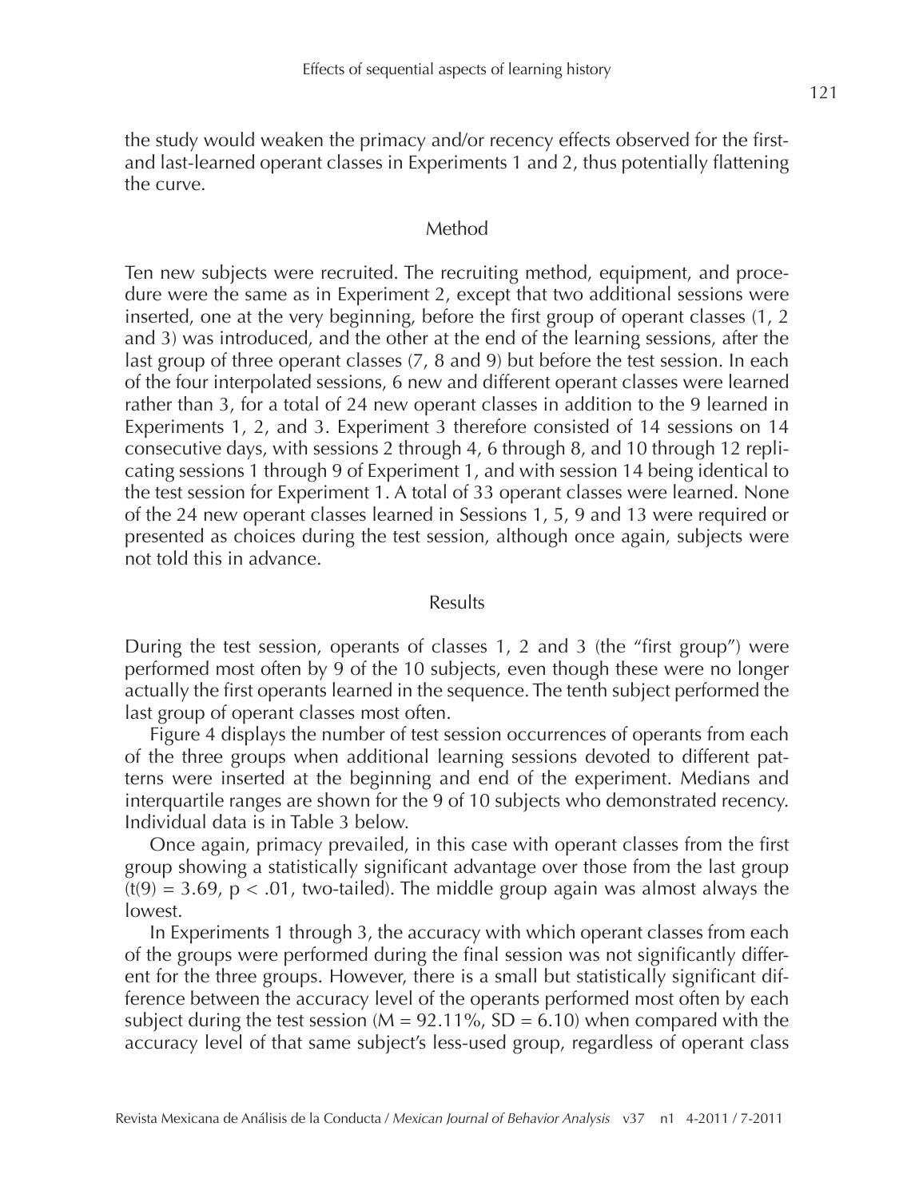the study would weaken the primacy and/or recency effects observed for the first- and last-learned operant classes in Experiments 1 and 2, thus potentially flattening the curve.

## Method

Ten new subjects were recruited. The recruiting method, equipment, and procedure were the same as in Experiment 2, except that two additional sessions were inserted, one at the very beginning, before the first group of operant classes (1, 2 and 3) was introduced, and the other at the end of the learning sessions, after the last group of three operant classes (7, 8 and 9) but before the test session. In each of the four interpolated sessions, 6 new and different operant classes were learned rather than 3, for a total of 24 new operant classes in addition to the 9 learned in Experiments 1, 2, and 3. Experiment 3 therefore consisted of 14 sessions on 14 consecutive days, with sessions 2 through 4, 6 through 8, and 10 through 12 replicating sessions 1 through 9 of Experiment 1, and with session 14 being identical to the test session for Experiment 1. A total of 33 operant classes were learned. None of the 24 new operant classes learned in Sessions 1, 5, 9 and 13 were required or presented as choices during the test session, although once again, subjects were not told this in advance.

## Results

During the test session, operants of classes 1, 2 and 3 (the "first group") were performed most often by 9 of the 10 subjects, even though these were no longer actually the first operants learned in the sequence. The tenth subject performed the last group of operant classes most often.

Figure 4 displays the number of test session occurrences of operants from each of the three groups when additional learning sessions devoted to different patterns were inserted at the beginning and end of the experiment. Medians and interquartile ranges are shown for the 9 of 10 subjects who demonstrated recency. Individual data is in Table 3 below.

Once again, primacy prevailed, in this case with operant classes from the first group showing a statistically significant advantage over those from the last group ($t(9) = 3.69$, $p < .01$, two-tailed). The middle group again was almost always the lowest.

In Experiments 1 through 3, the accuracy with which operant classes from each of the groups were performed during the final session was not significantly different for the three groups. However, there is a small but statistically significant difference between the accuracy level of the operants performed most often by each subject during the test session ($M = 92.11\%$, $SD = 6.10$) when compared with the accuracy level of that same subject's less-used group, regardless of operant class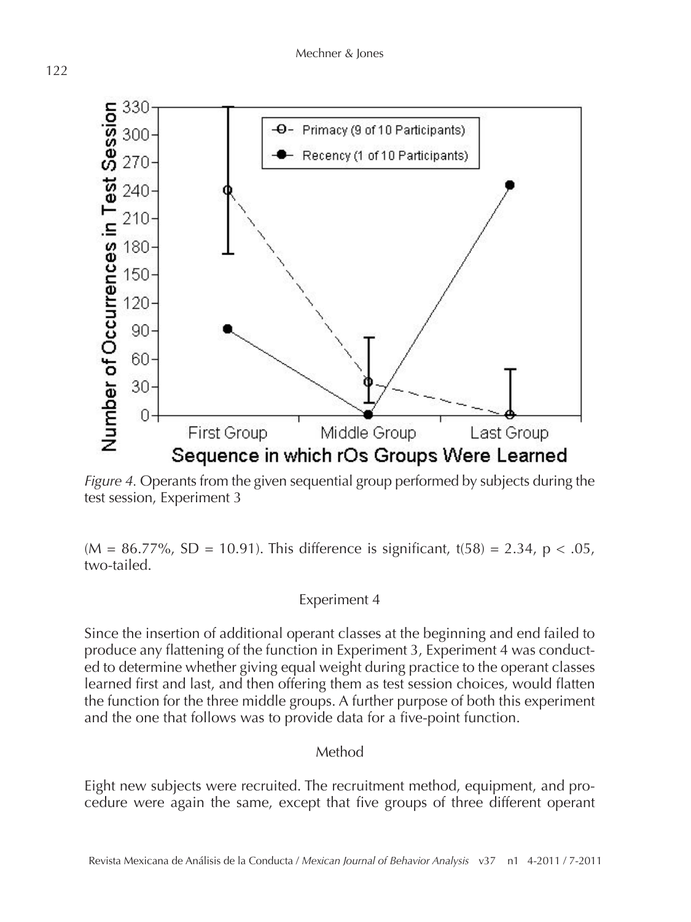*Figure 4.* Operants from the given sequential group performed by subjects during the test session, Experiment 3

(M = 86.77%, SD = 10.91). This difference is significant, $t(58) = 2.34$, $p < .05$, two-tailed.

## Experiment 4

Since the insertion of additional operant classes at the beginning and end failed to produce any flattening of the function in Experiment 3, Experiment 4 was conducted to determine whether giving equal weight during practice to the operant classes learned first and last, and then offering them as test session choices, would flatten the function for the three middle groups. A further purpose of both this experiment and the one that follows was to provide data for a five-point function.

### Method

Eight new subjects were recruited. The recruitment method, equipment, and procedure were again the same, except that five groups of three different operant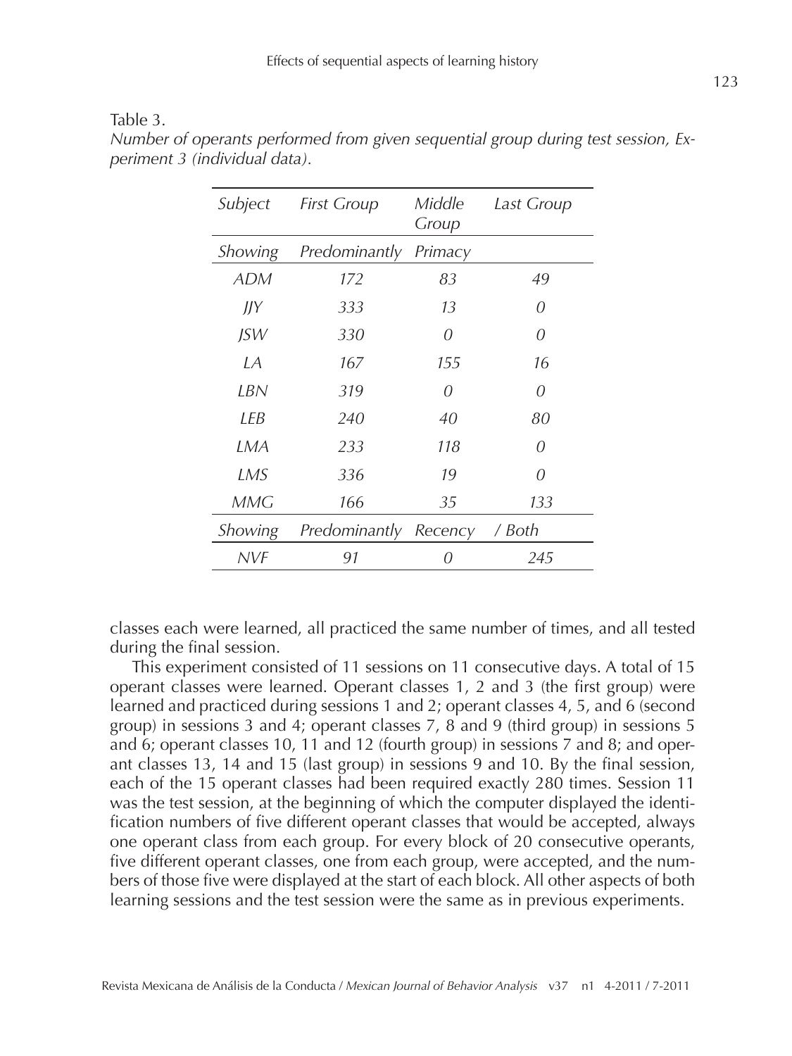Table 3.
*Number of operants performed from given sequential group during test session, Experiment 3 (individual data).*

| Subject | First Group | Middle Group | Last Group |
|---|---|---|---|
| *Showing* | *Predominantly* | *Primacy* | |
| ADM | 172 | 83 | 49 |
| JJY | 333 | 13 | 0 |
| JSW | 330 | 0 | 0 |
| LA | 167 | 155 | 16 |
| LBN | 319 | 0 | 0 |
| LEB | 240 | 40 | 80 |
| LMA | 233 | 118 | 0 |
| LMS | 336 | 19 | 0 |
| MMG | 166 | 35 | 133 |
| *Showing* | *Predominantly* | *Recency* | */ Both* |
| NVF | 91 | 0 | 245 |

classes each were learned, all practiced the same number of times, and all tested during the final session.

This experiment consisted of 11 sessions on 11 consecutive days. A total of 15 operant classes were learned. Operant classes 1, 2 and 3 (the first group) were learned and practiced during sessions 1 and 2; operant classes 4, 5, and 6 (second group) in sessions 3 and 4; operant classes 7, 8 and 9 (third group) in sessions 5 and 6; operant classes 10, 11 and 12 (fourth group) in sessions 7 and 8; and operant classes 13, 14 and 15 (last group) in sessions 9 and 10. By the final session, each of the 15 operant classes had been required exactly 280 times. Session 11 was the test session, at the beginning of which the computer displayed the identification numbers of five different operant classes that would be accepted, always one operant class from each group. For every block of 20 consecutive operants, five different operant classes, one from each group, were accepted, and the numbers of those five were displayed at the start of each block. All other aspects of both learning sessions and the test session were the same as in previous experiments.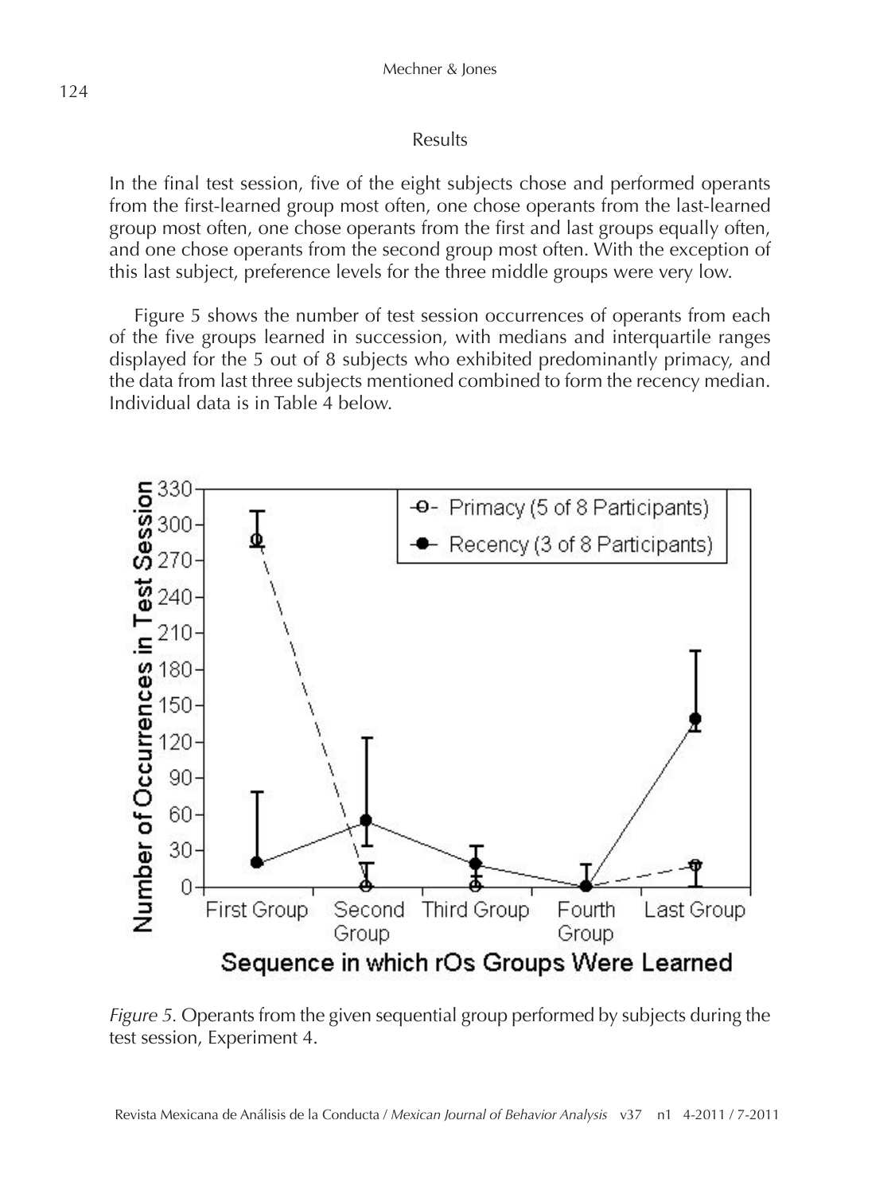## Results

In the final test session, five of the eight subjects chose and performed operants from the first-learned group most often, one chose operants from the last-learned group most often, one chose operants from the first and last groups equally often, and one chose operants from the second group most often. With the exception of this last subject, preference levels for the three middle groups were very low.

Figure 5 shows the number of test session occurrences of operants from each of the five groups learned in succession, with medians and interquartile ranges displayed for the 5 out of 8 subjects who exhibited predominantly primacy, and the data from last three subjects mentioned combined to form the recency median. Individual data is in Table 4 below.

*Figure 5.* Operants from the given sequential group performed by subjects during the test session, Experiment 4.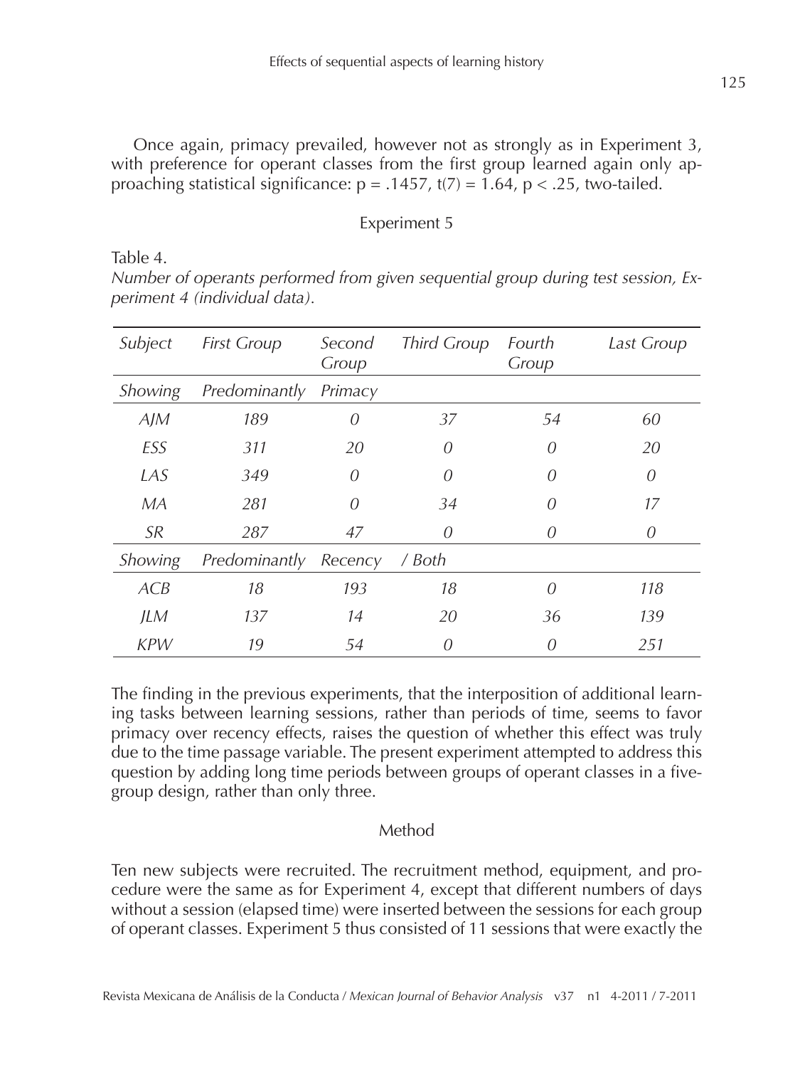Once again, primacy prevailed, however not as strongly as in Experiment 3, with preference for operant classes from the first group learned again only approaching statistical significance: $p = .1457$, $t(7) = 1.64$, $p < .25$, two-tailed.

## Experiment 5

Table 4.

*Number of operants performed from given sequential group during test session, Experiment 4 (individual data).*

| *Subject* | *First Group* | *Second Group* | *Third Group* | *Fourth Group* | *Last Group* |
|---|---|---|---|---|---|
| *Showing* | *Predominantly* | *Primacy* | | | |
| *AJM* | *189* | *0* | *37* | *54* | *60* |
| *ESS* | *311* | *20* | *0* | *0* | *20* |
| *LAS* | *349* | *0* | *0* | *0* | *0* |
| *MA* | *281* | *0* | *34* | *0* | *17* |
| *SR* | *287* | *47* | *0* | *0* | *0* |
| *Showing* | *Predominantly* | *Recency* | */ Both* | | |
| *ACB* | *18* | *193* | *18* | *0* | *118* |
| *JLM* | *137* | *14* | *20* | *36* | *139* |
| *KPW* | *19* | *54* | *0* | *0* | *251* |

The finding in the previous experiments, that the interposition of additional learning tasks between learning sessions, rather than periods of time, seems to favor primacy over recency effects, raises the question of whether this effect was truly due to the time passage variable. The present experiment attempted to address this question by adding long time periods between groups of operant classes in a five-group design, rather than only three.

### Method

Ten new subjects were recruited. The recruitment method, equipment, and procedure were the same as for Experiment 4, except that different numbers of days without a session (elapsed time) were inserted between the sessions for each group of operant classes. Experiment 5 thus consisted of 11 sessions that were exactly the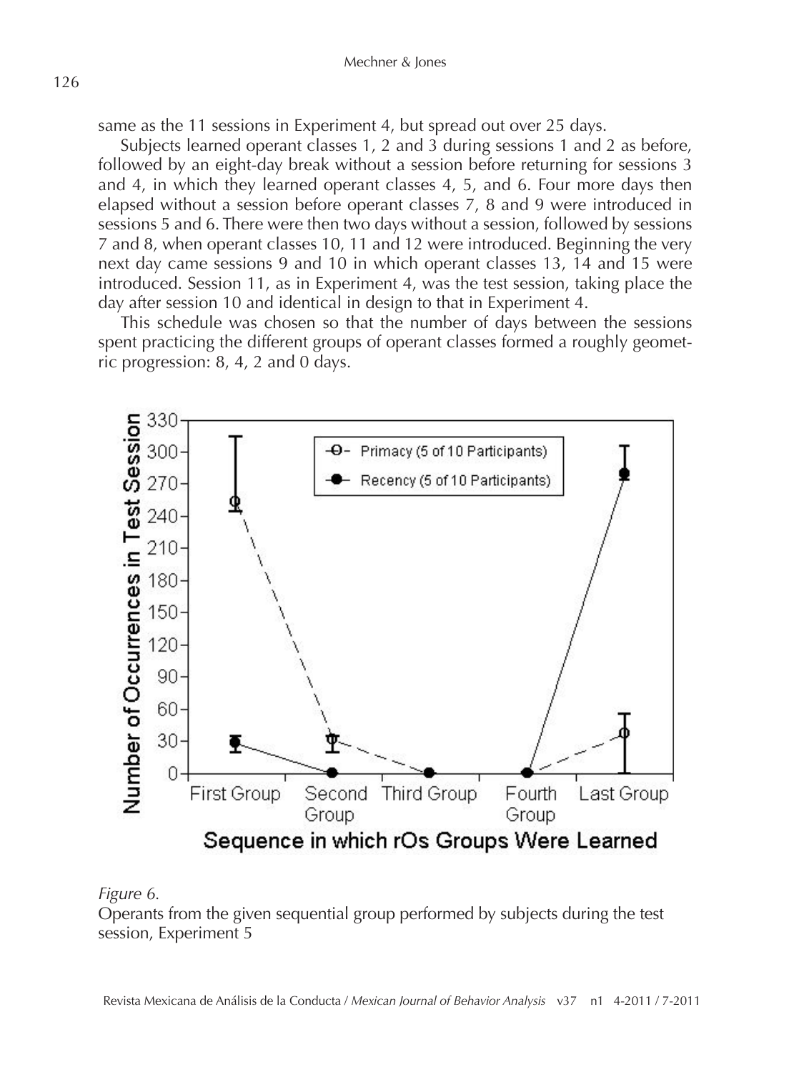same as the 11 sessions in Experiment 4, but spread out over 25 days.

Subjects learned operant classes 1, 2 and 3 during sessions 1 and 2 as before, followed by an eight-day break without a session before returning for sessions 3 and 4, in which they learned operant classes 4, 5, and 6. Four more days then elapsed without a session before operant classes 7, 8 and 9 were introduced in sessions 5 and 6. There were then two days without a session, followed by sessions 7 and 8, when operant classes 10, 11 and 12 were introduced. Beginning the very next day came sessions 9 and 10 in which operant classes 13, 14 and 15 were introduced. Session 11, as in Experiment 4, was the test session, taking place the day after session 10 and identical in design to that in Experiment 4.

This schedule was chosen so that the number of days between the sessions spent practicing the different groups of operant classes formed a roughly geometric progression: 8, 4, 2 and 0 days.

*Figure 6.*
Operants from the given sequential group performed by subjects during the test session, Experiment 5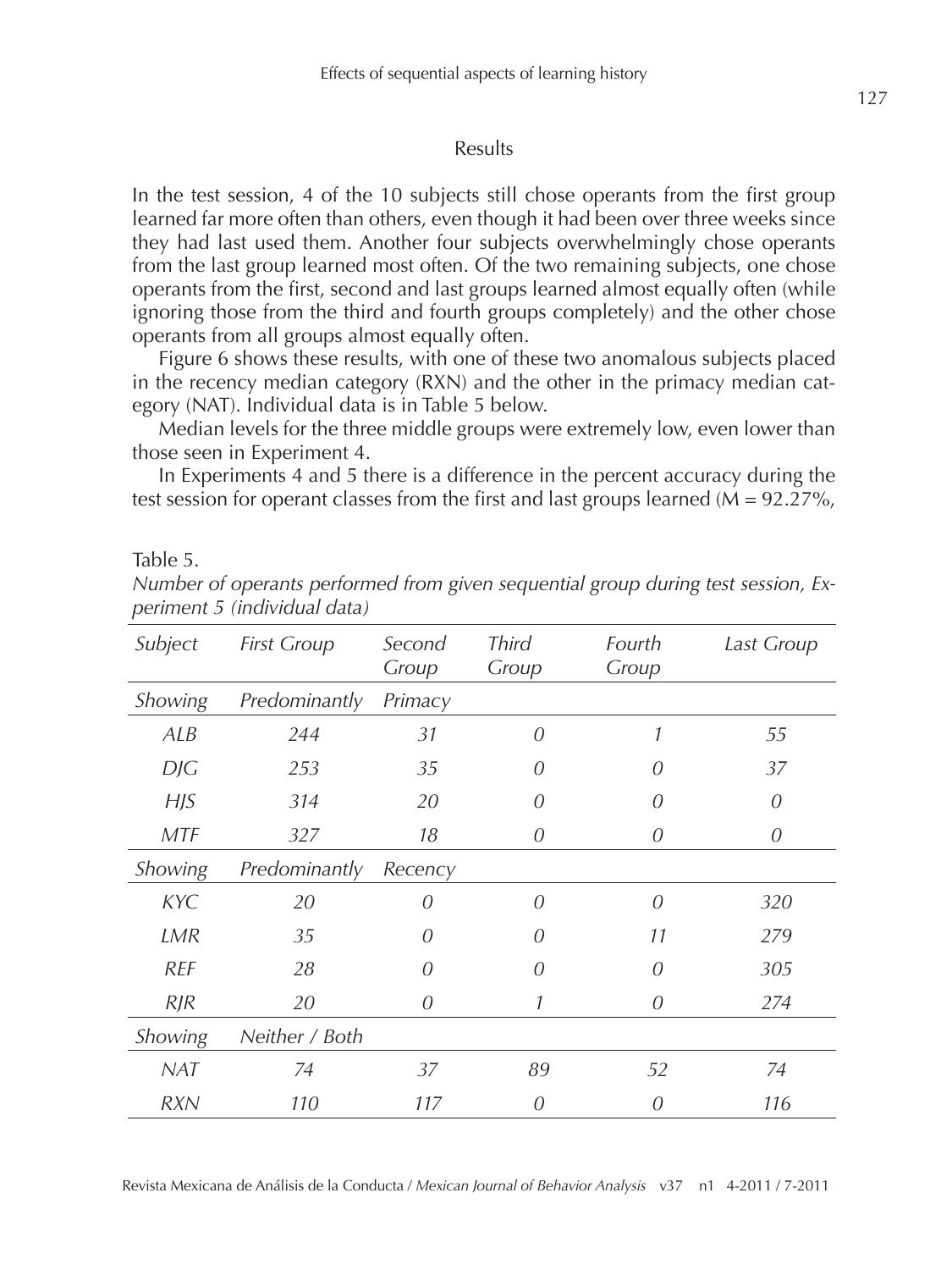## Results

In the test session, 4 of the 10 subjects still chose operants from the first group learned far more often than others, even though it had been over three weeks since they had last used them. Another four subjects overwhelmingly chose operants from the last group learned most often. Of the two remaining subjects, one chose operants from the first, second and last groups learned almost equally often (while ignoring those from the third and fourth groups completely) and the other chose operants from all groups almost equally often.

Figure 6 shows these results, with one of these two anomalous subjects placed in the recency median category (RXN) and the other in the primacy median category (NAT). Individual data is in Table 5 below.

Median levels for the three middle groups were extremely low, even lower than those seen in Experiment 4.

In Experiments 4 and 5 there is a difference in the percent accuracy during the test session for operant classes from the first and last groups learned (M = 92.27%,

Table 5.

*Number of operants performed from given sequential group during test session, Experiment 5 (individual data)*

| *Subject* | *First Group* | *Second Group* | *Third Group* | *Fourth Group* | *Last Group* |
|---|---|---|---|---|---|
| *Showing* | *Predominantly* | *Primacy* | | | |
| *ALB* | *244* | *31* | *0* | *1* | *55* |
| *DJG* | *253* | *35* | *0* | *0* | *37* |
| *HJS* | *314* | *20* | *0* | *0* | *0* |
| *MTF* | *327* | *18* | *0* | *0* | *0* |
| *Showing* | *Predominantly* | *Recency* | | | |
| *KYC* | *20* | *0* | *0* | *0* | *320* |
| *LMR* | *35* | *0* | *0* | *11* | *279* |
| *REF* | *28* | *0* | *0* | *0* | *305* |
| *RJR* | *20* | *0* | *1* | *0* | *274* |
| *Showing* | *Neither / Both* | | | | |
| *NAT* | *74* | *37* | *89* | *52* | *74* |
| *RXN* | *110* | *117* | *0* | *0* | *116* |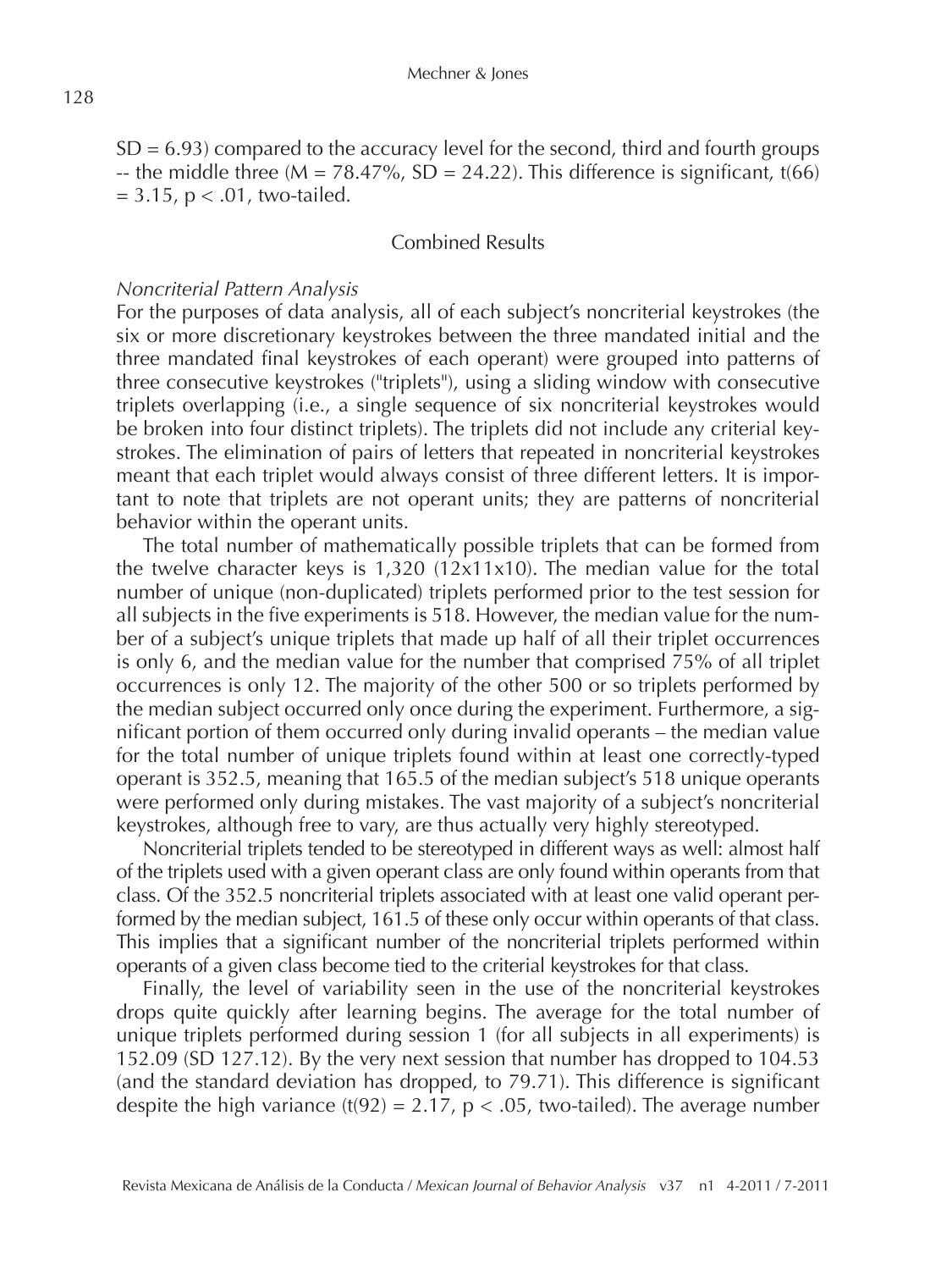SD = 6.93) compared to the accuracy level for the second, third and fourth groups -- the middle three (M = 78.47%, SD = 24.22). This difference is significant, $t(66) = 3.15$, $p < .01$, two-tailed.

## Combined Results

*Noncriterial Pattern Analysis*

For the purposes of data analysis, all of each subject's noncriterial keystrokes (the six or more discretionary keystrokes between the three mandated initial and the three mandated final keystrokes of each operant) were grouped into patterns of three consecutive keystrokes ("triplets"), using a sliding window with consecutive triplets overlapping (i.e., a single sequence of six noncriterial keystrokes would be broken into four distinct triplets). The triplets did not include any criterial keystrokes. The elimination of pairs of letters that repeated in noncriterial keystrokes meant that each triplet would always consist of three different letters. It is important to note that triplets are not operant units; they are patterns of noncriterial behavior within the operant units.

The total number of mathematically possible triplets that can be formed from the twelve character keys is 1,320 (12x11x10). The median value for the total number of unique (non-duplicated) triplets performed prior to the test session for all subjects in the five experiments is 518. However, the median value for the number of a subject's unique triplets that made up half of all their triplet occurrences is only 6, and the median value for the number that comprised 75% of all triplet occurrences is only 12. The majority of the other 500 or so triplets performed by the median subject occurred only once during the experiment. Furthermore, a significant portion of them occurred only during invalid operants – the median value for the total number of unique triplets found within at least one correctly-typed operant is 352.5, meaning that 165.5 of the median subject's 518 unique operants were performed only during mistakes. The vast majority of a subject's noncriterial keystrokes, although free to vary, are thus actually very highly stereotyped.

Noncriterial triplets tended to be stereotyped in different ways as well: almost half of the triplets used with a given operant class are only found within operants from that class. Of the 352.5 noncriterial triplets associated with at least one valid operant performed by the median subject, 161.5 of these only occur within operants of that class. This implies that a significant number of the noncriterial triplets performed within operants of a given class become tied to the criterial keystrokes for that class.

Finally, the level of variability seen in the use of the noncriterial keystrokes drops quite quickly after learning begins. The average for the total number of unique triplets performed during session 1 (for all subjects in all experiments) is 152.09 (SD 127.12). By the very next session that number has dropped to 104.53 (and the standard deviation has dropped, to 79.71). This difference is significant despite the high variance ($t(92) = 2.17$, $p < .05$, two-tailed). The average number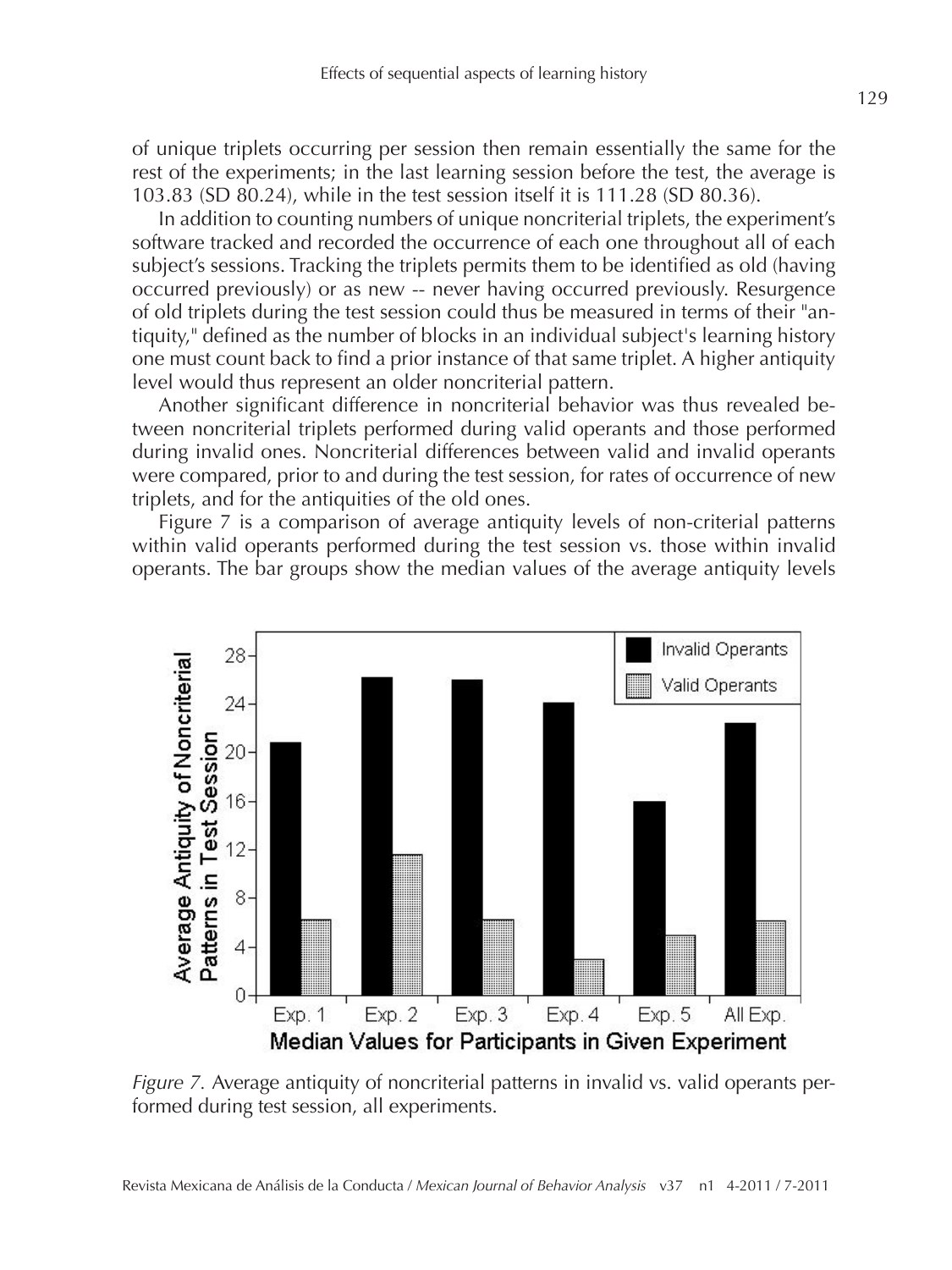of unique triplets occurring per session then remain essentially the same for the rest of the experiments; in the last learning session before the test, the average is 103.83 (SD 80.24), while in the test session itself it is 111.28 (SD 80.36).

In addition to counting numbers of unique noncriterial triplets, the experiment's software tracked and recorded the occurrence of each one throughout all of each subject's sessions. Tracking the triplets permits them to be identified as old (having occurred previously) or as new -- never having occurred previously. Resurgence of old triplets during the test session could thus be measured in terms of their "antiquity," defined as the number of blocks in an individual subject's learning history one must count back to find a prior instance of that same triplet. A higher antiquity level would thus represent an older noncriterial pattern.

Another significant difference in noncriterial behavior was thus revealed between noncriterial triplets performed during valid operants and those performed during invalid ones. Noncriterial differences between valid and invalid operants were compared, prior to and during the test session, for rates of occurrence of new triplets, and for the antiquities of the old ones.

Figure 7 is a comparison of average antiquity levels of non-criterial patterns within valid operants performed during the test session vs. those within invalid operants. The bar groups show the median values of the average antiquity levels

*Figure 7.* Average antiquity of noncriterial patterns in invalid vs. valid operants performed during test session, all experiments.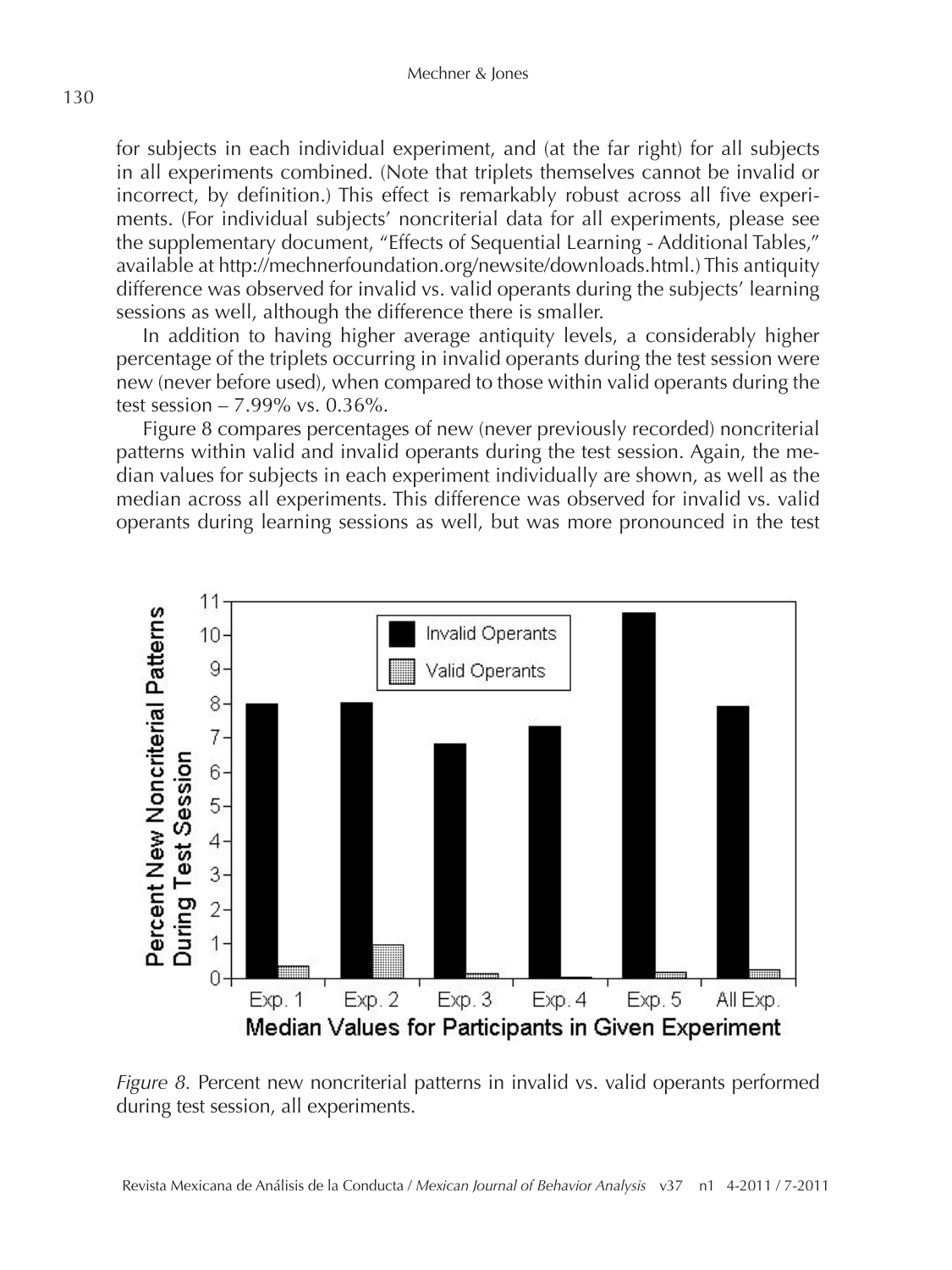for subjects in each individual experiment, and (at the far right) for all subjects in all experiments combined. (Note that triplets themselves cannot be invalid or incorrect, by definition.) This effect is remarkably robust across all five experiments. (For individual subjects' noncriterial data for all experiments, please see the supplementary document, "Effects of Sequential Learning - Additional Tables," available at http://mechnerfoundation.org/newsite/downloads.html.) This antiquity difference was observed for invalid vs. valid operants during the subjects' learning sessions as well, although the difference there is smaller.

In addition to having higher average antiquity levels, a considerably higher percentage of the triplets occurring in invalid operants during the test session were new (never before used), when compared to those within valid operants during the test session – 7.99% vs. 0.36%.

Figure 8 compares percentages of new (never previously recorded) noncriterial patterns within valid and invalid operants during the test session. Again, the median values for subjects in each experiment individually are shown, as well as the median across all experiments. This difference was observed for invalid vs. valid operants during learning sessions as well, but was more pronounced in the test

*Figure 8.* Percent new noncriterial patterns in invalid vs. valid operants performed during test session, all experiments.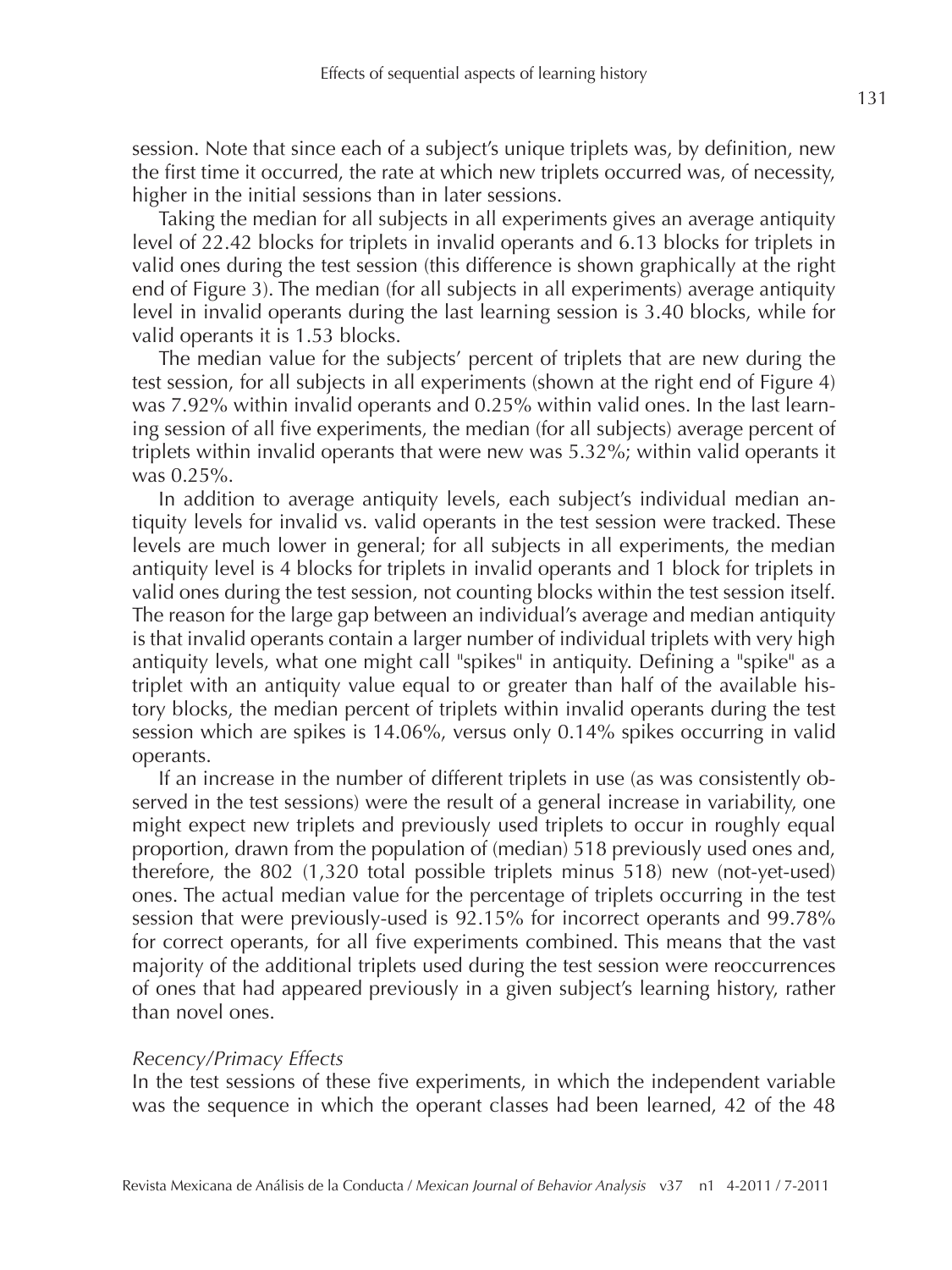session. Note that since each of a subject's unique triplets was, by definition, new the first time it occurred, the rate at which new triplets occurred was, of necessity, higher in the initial sessions than in later sessions.

Taking the median for all subjects in all experiments gives an average antiquity level of 22.42 blocks for triplets in invalid operants and 6.13 blocks for triplets in valid ones during the test session (this difference is shown graphically at the right end of Figure 3). The median (for all subjects in all experiments) average antiquity level in invalid operants during the last learning session is 3.40 blocks, while for valid operants it is 1.53 blocks.

The median value for the subjects' percent of triplets that are new during the test session, for all subjects in all experiments (shown at the right end of Figure 4) was 7.92% within invalid operants and 0.25% within valid ones. In the last learning session of all five experiments, the median (for all subjects) average percent of triplets within invalid operants that were new was 5.32%; within valid operants it was 0.25%.

In addition to average antiquity levels, each subject's individual median antiquity levels for invalid vs. valid operants in the test session were tracked. These levels are much lower in general; for all subjects in all experiments, the median antiquity level is 4 blocks for triplets in invalid operants and 1 block for triplets in valid ones during the test session, not counting blocks within the test session itself. The reason for the large gap between an individual's average and median antiquity is that invalid operants contain a larger number of individual triplets with very high antiquity levels, what one might call "spikes" in antiquity. Defining a "spike" as a triplet with an antiquity value equal to or greater than half of the available history blocks, the median percent of triplets within invalid operants during the test session which are spikes is 14.06%, versus only 0.14% spikes occurring in valid operants.

If an increase in the number of different triplets in use (as was consistently observed in the test sessions) were the result of a general increase in variability, one might expect new triplets and previously used triplets to occur in roughly equal proportion, drawn from the population of (median) 518 previously used ones and, therefore, the 802 (1,320 total possible triplets minus 518) new (not-yet-used) ones. The actual median value for the percentage of triplets occurring in the test session that were previously-used is 92.15% for incorrect operants and 99.78% for correct operants, for all five experiments combined. This means that the vast majority of the additional triplets used during the test session were reoccurrences of ones that had appeared previously in a given subject's learning history, rather than novel ones.

*Recency/Primacy Effects*

In the test sessions of these five experiments, in which the independent variable was the sequence in which the operant classes had been learned, 42 of the 48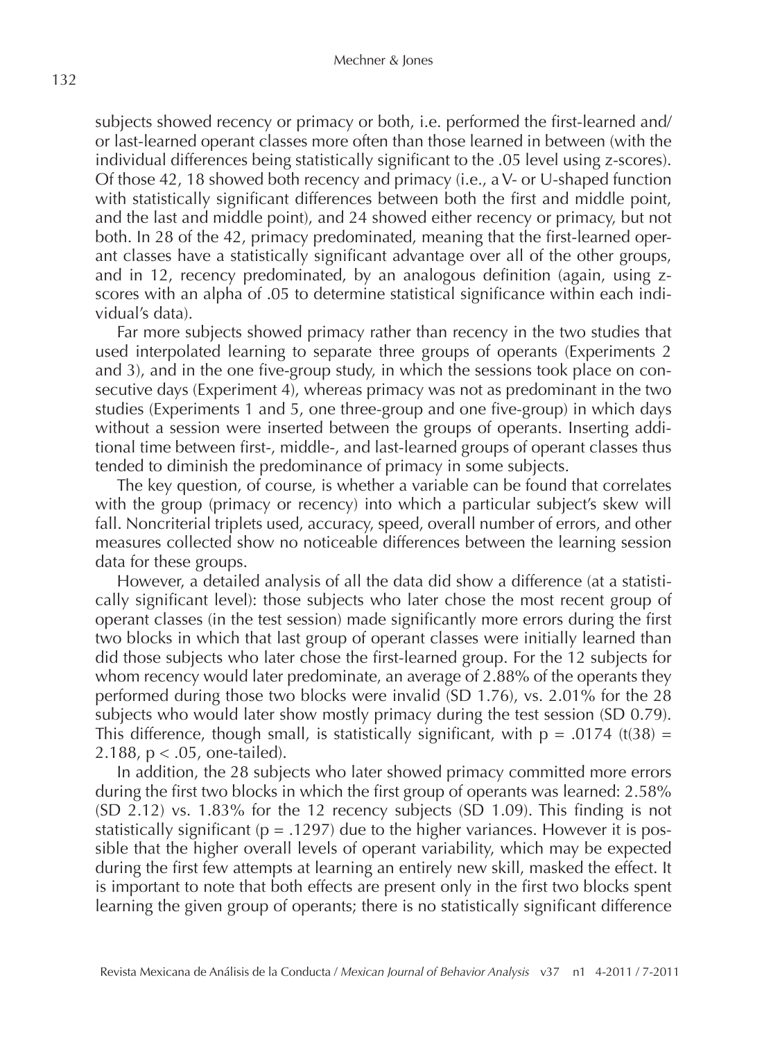subjects showed recency or primacy or both, i.e. performed the first-learned and/or last-learned operant classes more often than those learned in between (with the individual differences being statistically significant to the .05 level using z-scores). Of those 42, 18 showed both recency and primacy (i.e., a V- or U-shaped function with statistically significant differences between both the first and middle point, and the last and middle point), and 24 showed either recency or primacy, but not both. In 28 of the 42, primacy predominated, meaning that the first-learned operant classes have a statistically significant advantage over all of the other groups, and in 12, recency predominated, by an analogous definition (again, using z-scores with an alpha of .05 to determine statistical significance within each individual's data).

Far more subjects showed primacy rather than recency in the two studies that used interpolated learning to separate three groups of operants (Experiments 2 and 3), and in the one five-group study, in which the sessions took place on consecutive days (Experiment 4), whereas primacy was not as predominant in the two studies (Experiments 1 and 5, one three-group and one five-group) in which days without a session were inserted between the groups of operants. Inserting additional time between first-, middle-, and last-learned groups of operant classes thus tended to diminish the predominance of primacy in some subjects.

The key question, of course, is whether a variable can be found that correlates with the group (primacy or recency) into which a particular subject's skew will fall. Noncriterial triplets used, accuracy, speed, overall number of errors, and other measures collected show no noticeable differences between the learning session data for these groups.

However, a detailed analysis of all the data did show a difference (at a statistically significant level): those subjects who later chose the most recent group of operant classes (in the test session) made significantly more errors during the first two blocks in which that last group of operant classes were initially learned than did those subjects who later chose the first-learned group. For the 12 subjects for whom recency would later predominate, an average of 2.88% of the operants they performed during those two blocks were invalid (SD 1.76), vs. 2.01% for the 28 subjects who would later show mostly primacy during the test session (SD 0.79). This difference, though small, is statistically significant, with $p = .0174$ ($t(38) = 2.188$, $p < .05$, one-tailed).

In addition, the 28 subjects who later showed primacy committed more errors during the first two blocks in which the first group of operants was learned: 2.58% (SD 2.12) vs. 1.83% for the 12 recency subjects (SD 1.09). This finding is not statistically significant ($p = .1297$) due to the higher variances. However it is possible that the higher overall levels of operant variability, which may be expected during the first few attempts at learning an entirely new skill, masked the effect. It is important to note that both effects are present only in the first two blocks spent learning the given group of operants; there is no statistically significant difference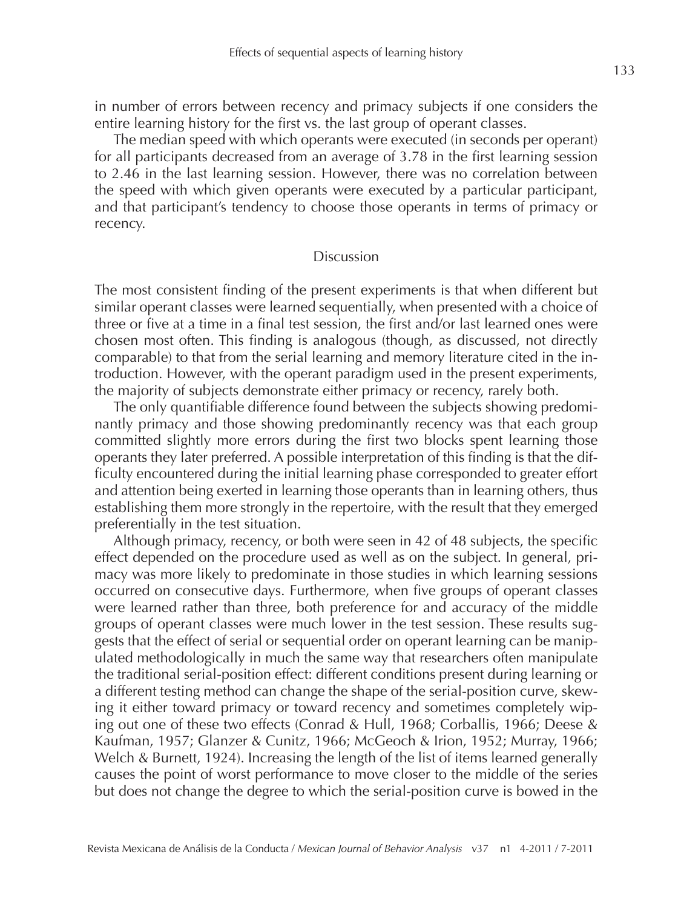in number of errors between recency and primacy subjects if one considers the entire learning history for the first vs. the last group of operant classes.

The median speed with which operants were executed (in seconds per operant) for all participants decreased from an average of 3.78 in the first learning session to 2.46 in the last learning session. However, there was no correlation between the speed with which given operants were executed by a particular participant, and that participant's tendency to choose those operants in terms of primacy or recency.

## Discussion

The most consistent finding of the present experiments is that when different but similar operant classes were learned sequentially, when presented with a choice of three or five at a time in a final test session, the first and/or last learned ones were chosen most often. This finding is analogous (though, as discussed, not directly comparable) to that from the serial learning and memory literature cited in the introduction. However, with the operant paradigm used in the present experiments, the majority of subjects demonstrate either primacy or recency, rarely both.

The only quantifiable difference found between the subjects showing predominantly primacy and those showing predominantly recency was that each group committed slightly more errors during the first two blocks spent learning those operants they later preferred. A possible interpretation of this finding is that the difficulty encountered during the initial learning phase corresponded to greater effort and attention being exerted in learning those operants than in learning others, thus establishing them more strongly in the repertoire, with the result that they emerged preferentially in the test situation.

Although primacy, recency, or both were seen in 42 of 48 subjects, the specific effect depended on the procedure used as well as on the subject. In general, primacy was more likely to predominate in those studies in which learning sessions occurred on consecutive days. Furthermore, when five groups of operant classes were learned rather than three, both preference for and accuracy of the middle groups of operant classes were much lower in the test session. These results suggests that the effect of serial or sequential order on operant learning can be manipulated methodologically in much the same way that researchers often manipulate the traditional serial-position effect: different conditions present during learning or a different testing method can change the shape of the serial-position curve, skewing it either toward primacy or toward recency and sometimes completely wiping out one of these two effects (Conrad & Hull, 1968; Corballis, 1966; Deese & Kaufman, 1957; Glanzer & Cunitz, 1966; McGeoch & Irion, 1952; Murray, 1966; Welch & Burnett, 1924). Increasing the length of the list of items learned generally causes the point of worst performance to move closer to the middle of the series but does not change the degree to which the serial-position curve is bowed in the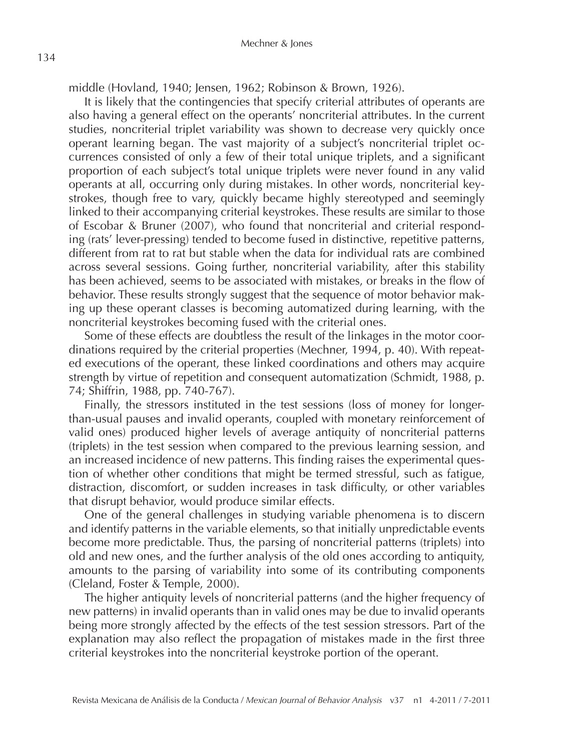middle (Hovland, 1940; Jensen, 1962; Robinson & Brown, 1926).

It is likely that the contingencies that specify criterial attributes of operants are also having a general effect on the operants' noncriterial attributes. In the current studies, noncriterial triplet variability was shown to decrease very quickly once operant learning began. The vast majority of a subject's noncriterial triplet occurrences consisted of only a few of their total unique triplets, and a significant proportion of each subject's total unique triplets were never found in any valid operants at all, occurring only during mistakes. In other words, noncriterial keystrokes, though free to vary, quickly became highly stereotyped and seemingly linked to their accompanying criterial keystrokes. These results are similar to those of Escobar & Bruner (2007), who found that noncriterial and criterial responding (rats' lever-pressing) tended to become fused in distinctive, repetitive patterns, different from rat to rat but stable when the data for individual rats are combined across several sessions. Going further, noncriterial variability, after this stability has been achieved, seems to be associated with mistakes, or breaks in the flow of behavior. These results strongly suggest that the sequence of motor behavior making up these operant classes is becoming automatized during learning, with the noncriterial keystrokes becoming fused with the criterial ones.

Some of these effects are doubtless the result of the linkages in the motor coordinations required by the criterial properties (Mechner, 1994, p. 40). With repeated executions of the operant, these linked coordinations and others may acquire strength by virtue of repetition and consequent automatization (Schmidt, 1988, p. 74; Shiffrin, 1988, pp. 740-767).

Finally, the stressors instituted in the test sessions (loss of money for longer-than-usual pauses and invalid operants, coupled with monetary reinforcement of valid ones) produced higher levels of average antiquity of noncriterial patterns (triplets) in the test session when compared to the previous learning session, and an increased incidence of new patterns. This finding raises the experimental question of whether other conditions that might be termed stressful, such as fatigue, distraction, discomfort, or sudden increases in task difficulty, or other variables that disrupt behavior, would produce similar effects.

One of the general challenges in studying variable phenomena is to discern and identify patterns in the variable elements, so that initially unpredictable events become more predictable. Thus, the parsing of noncriterial patterns (triplets) into old and new ones, and the further analysis of the old ones according to antiquity, amounts to the parsing of variability into some of its contributing components (Cleland, Foster & Temple, 2000).

The higher antiquity levels of noncriterial patterns (and the higher frequency of new patterns) in invalid operants than in valid ones may be due to invalid operants being more strongly affected by the effects of the test session stressors. Part of the explanation may also reflect the propagation of mistakes made in the first three criterial keystrokes into the noncriterial keystroke portion of the operant.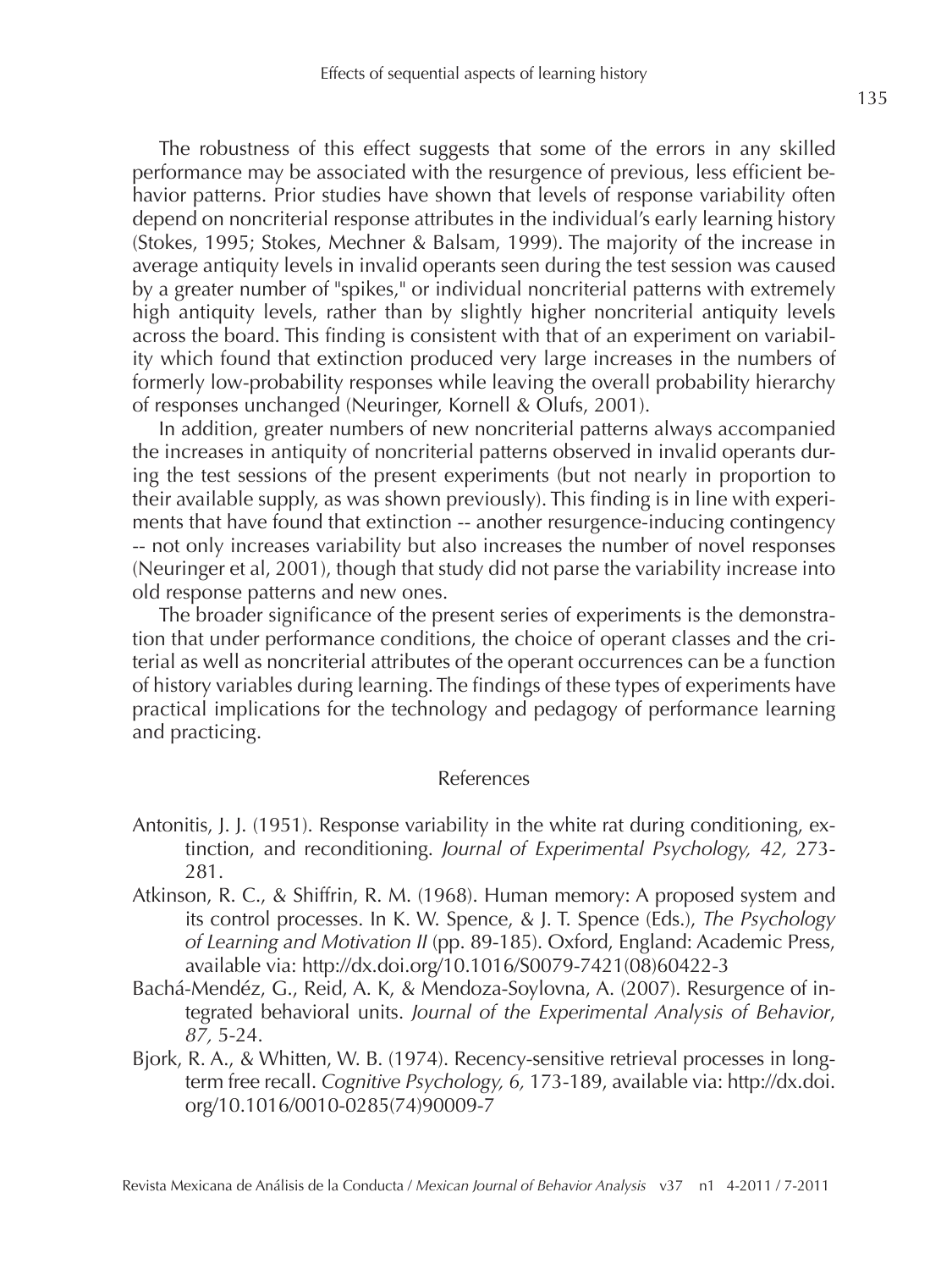The robustness of this effect suggests that some of the errors in any skilled performance may be associated with the resurgence of previous, less efficient behavior patterns. Prior studies have shown that levels of response variability often depend on noncriterial response attributes in the individual's early learning history (Stokes, 1995; Stokes, Mechner & Balsam, 1999). The majority of the increase in average antiquity levels in invalid operants seen during the test session was caused by a greater number of "spikes," or individual noncriterial patterns with extremely high antiquity levels, rather than by slightly higher noncriterial antiquity levels across the board. This finding is consistent with that of an experiment on variability which found that extinction produced very large increases in the numbers of formerly low-probability responses while leaving the overall probability hierarchy of responses unchanged (Neuringer, Kornell & Olufs, 2001).

In addition, greater numbers of new noncriterial patterns always accompanied the increases in antiquity of noncriterial patterns observed in invalid operants during the test sessions of the present experiments (but not nearly in proportion to their available supply, as was shown previously). This finding is in line with experiments that have found that extinction -- another resurgence-inducing contingency -- not only increases variability but also increases the number of novel responses (Neuringer et al, 2001), though that study did not parse the variability increase into old response patterns and new ones.

The broader significance of the present series of experiments is the demonstration that under performance conditions, the choice of operant classes and the criterial as well as noncriterial attributes of the operant occurrences can be a function of history variables during learning. The findings of these types of experiments have practical implications for the technology and pedagogy of performance learning and practicing.

## References

Antonitis, J. J. (1951). Response variability in the white rat during conditioning, extinction, and reconditioning. *Journal of Experimental Psychology, 42,* 273-281.

Atkinson, R. C., & Shiffrin, R. M. (1968). Human memory: A proposed system and its control processes. In K. W. Spence, & J. T. Spence (Eds.), *The Psychology of Learning and Motivation II* (pp. 89-185). Oxford, England: Academic Press, available via: http://dx.doi.org/10.1016/S0079-7421(08)60422-3

Bachá-Mendéz, G., Reid, A. K, & Mendoza-Soylovna, A. (2007). Resurgence of integrated behavioral units. *Journal of the Experimental Analysis of Behavior*, *87,* 5-24.

Bjork, R. A., & Whitten, W. B. (1974). Recency-sensitive retrieval processes in long-term free recall. *Cognitive Psychology, 6,* 173-189, available via: http://dx.doi.org/10.1016/0010-0285(74)90009-7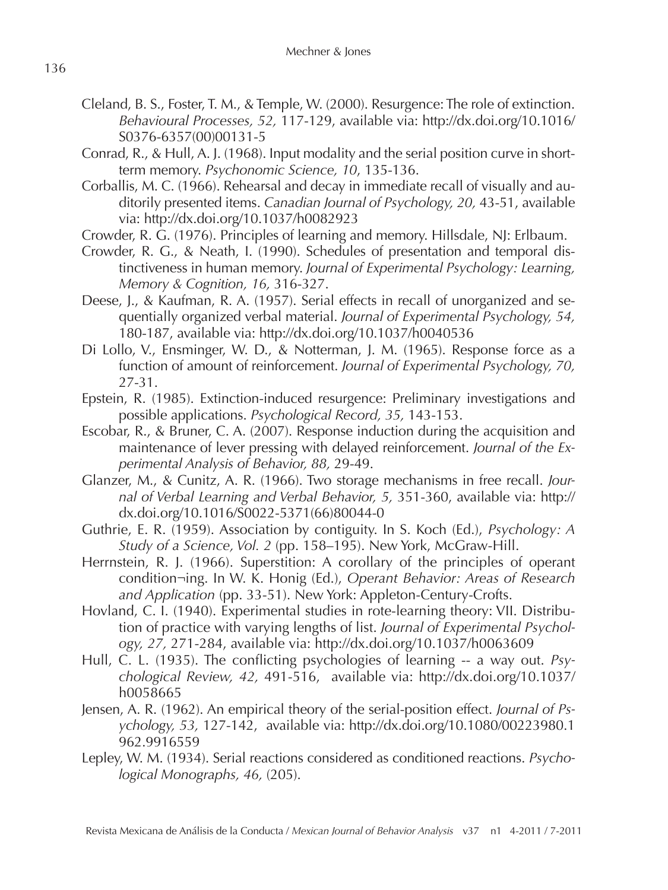Cleland, B. S., Foster, T. M., & Temple, W. (2000). Resurgence: The role of extinction. *Behavioural Processes, 52,* 117-129, available via: http://dx.doi.org/10.1016/S0376-6357(00)00131-5

Conrad, R., & Hull, A. J. (1968). Input modality and the serial position curve in short-term memory. *Psychonomic Science, 10*, 135-136.

Corballis, M. C. (1966). Rehearsal and decay in immediate recall of visually and auditorily presented items. *Canadian Journal of Psychology, 20,* 43-51, available via: http://dx.doi.org/10.1037/h0082923

Crowder, R. G. (1976). Principles of learning and memory. Hillsdale, NJ: Erlbaum.

Crowder, R. G., & Neath, I. (1990). Schedules of presentation and temporal distinctiveness in human memory. *Journal of Experimental Psychology: Learning, Memory & Cognition, 16,* 316-327.

Deese, J., & Kaufman, R. A. (1957). Serial effects in recall of unorganized and sequentially organized verbal material. *Journal of Experimental Psychology, 54,* 180-187, available via: http://dx.doi.org/10.1037/h0040536

Di Lollo, V., Ensminger, W. D., & Notterman, J. M. (1965). Response force as a function of amount of reinforcement. *Journal of Experimental Psychology, 70,* 27-31.

Epstein, R. (1985). Extinction-induced resurgence: Preliminary investigations and possible applications. *Psychological Record, 35,* 143-153.

Escobar, R., & Bruner, C. A. (2007). Response induction during the acquisition and maintenance of lever pressing with delayed reinforcement. *Journal of the Experimental Analysis of Behavior, 88,* 29-49.

Glanzer, M., & Cunitz, A. R. (1966). Two storage mechanisms in free recall. *Journal of Verbal Learning and Verbal Behavior, 5,* 351-360, available via: http://dx.doi.org/10.1016/S0022-5371(66)80044-0

Guthrie, E. R. (1959). Association by contiguity. In S. Koch (Ed.), *Psychology: A Study of a Science, Vol. 2* (pp. 158–195). New York, McGraw-Hill.

Herrnstein, R. J. (1966). Superstition: A corollary of the principles of operant condition¬ing. In W. K. Honig (Ed.), *Operant Behavior: Areas of Research and Application* (pp. 33-51). New York: Appleton-Century-Crofts.

Hovland, C. I. (1940). Experimental studies in rote-learning theory: VII. Distribution of practice with varying lengths of list. *Journal of Experimental Psychology, 27,* 271-284, available via: http://dx.doi.org/10.1037/h0063609

Hull, C. L. (1935). The conflicting psychologies of learning -- a way out. *Psychological Review, 42,* 491-516, available via: http://dx.doi.org/10.1037/h0058665

Jensen, A. R. (1962). An empirical theory of the serial-position effect. *Journal of Psychology, 53,* 127-142, available via: http://dx.doi.org/10.1080/00223980.1962.9916559

Lepley, W. M. (1934). Serial reactions considered as conditioned reactions. *Psychological Monographs, 46,* (205).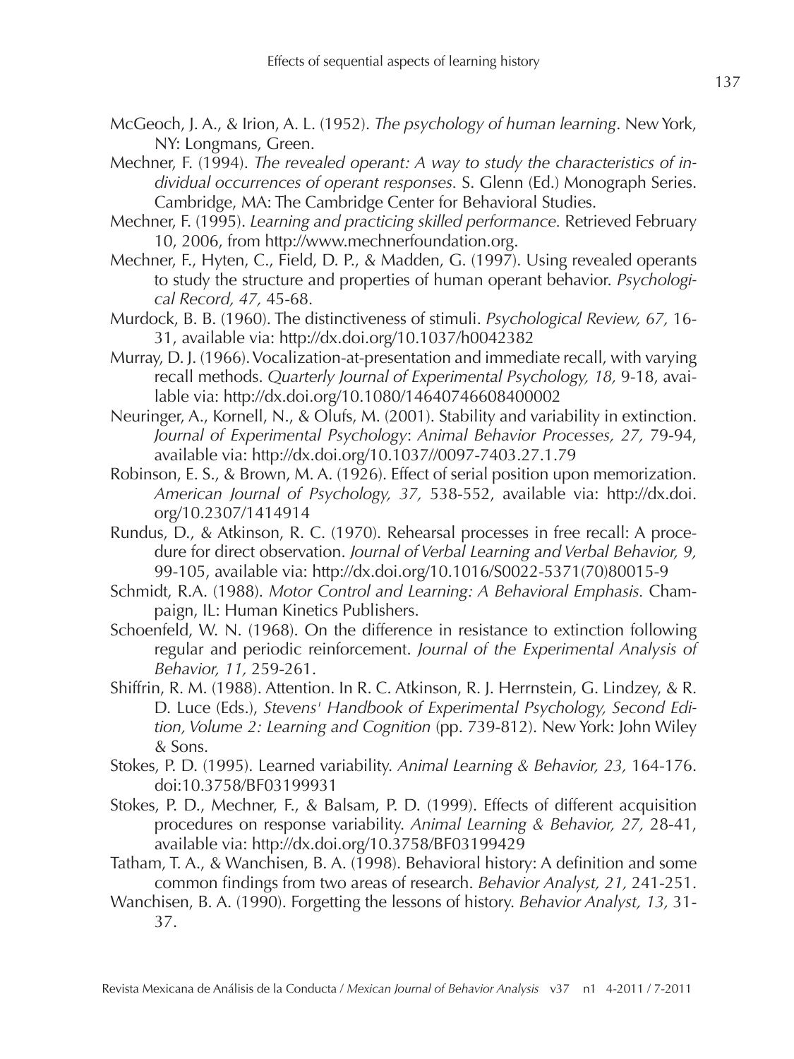McGeoch, J. A., & Irion, A. L. (1952). *The psychology of human learning*. New York, NY: Longmans, Green.

Mechner, F. (1994). *The revealed operant: A way to study the characteristics of individual occurrences of operant responses.* S. Glenn (Ed.) Monograph Series. Cambridge, MA: The Cambridge Center for Behavioral Studies.

Mechner, F. (1995). *Learning and practicing skilled performance.* Retrieved February 10, 2006, from http://www.mechnerfoundation.org.

Mechner, F., Hyten, C., Field, D. P., & Madden, G. (1997). Using revealed operants to study the structure and properties of human operant behavior. *Psychological Record, 47,* 45-68.

Murdock, B. B. (1960). The distinctiveness of stimuli. *Psychological Review, 67,* 16-31, available via: http://dx.doi.org/10.1037/h0042382

Murray, D. J. (1966). Vocalization-at-presentation and immediate recall, with varying recall methods. *Quarterly Journal of Experimental Psychology, 18,* 9-18, available via: http://dx.doi.org/10.1080/14640746608400002

Neuringer, A., Kornell, N., & Olufs, M. (2001). Stability and variability in extinction. *Journal of Experimental Psychology*: *Animal Behavior Processes, 27,* 79-94, available via: http://dx.doi.org/10.1037//0097-7403.27.1.79

Robinson, E. S., & Brown, M. A. (1926). Effect of serial position upon memorization. *American Journal of Psychology, 37,* 538-552, available via: http://dx.doi.org/10.2307/1414914

Rundus, D., & Atkinson, R. C. (1970). Rehearsal processes in free recall: A procedure for direct observation. *Journal of Verbal Learning and Verbal Behavior, 9,* 99-105, available via: http://dx.doi.org/10.1016/S0022-5371(70)80015-9

Schmidt, R.A. (1988). *Motor Control and Learning: A Behavioral Emphasis.* Champaign, IL: Human Kinetics Publishers.

Schoenfeld, W. N. (1968). On the difference in resistance to extinction following regular and periodic reinforcement. *Journal of the Experimental Analysis of Behavior, 11,* 259-261.

Shiffrin, R. M. (1988). Attention. In R. C. Atkinson, R. J. Herrnstein, G. Lindzey, & R. D. Luce (Eds.), *Stevens' Handbook of Experimental Psychology, Second Edition, Volume 2: Learning and Cognition* (pp. 739-812). New York: John Wiley & Sons.

Stokes, P. D. (1995). Learned variability. *Animal Learning & Behavior, 23,* 164-176. doi:10.3758/BF03199931

Stokes, P. D., Mechner, F., & Balsam, P. D. (1999). Effects of different acquisition procedures on response variability. *Animal Learning & Behavior, 27,* 28-41, available via: http://dx.doi.org/10.3758/BF03199429

Tatham, T. A., & Wanchisen, B. A. (1998). Behavioral history: A definition and some common findings from two areas of research. *Behavior Analyst, 21,* 241-251.

Wanchisen, B. A. (1990). Forgetting the lessons of history. *Behavior Analyst, 13,* 31-37.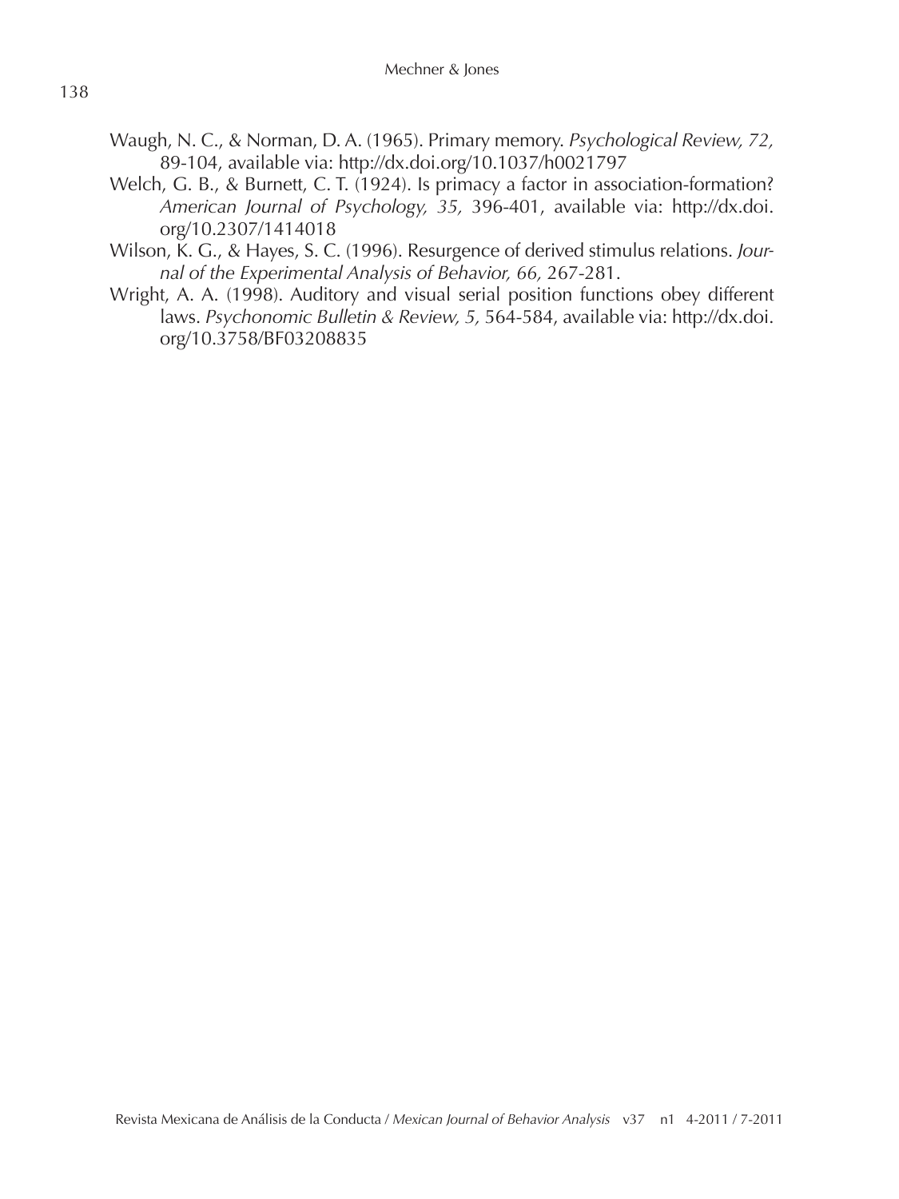Waugh, N. C., & Norman, D. A. (1965). Primary memory. *Psychological Review, 72,* 89-104, available via: http://dx.doi.org/10.1037/h0021797

Welch, G. B., & Burnett, C. T. (1924). Is primacy a factor in association-formation? *American Journal of Psychology, 35,* 396-401, available via: http://dx.doi.org/10.2307/1414018

Wilson, K. G., & Hayes, S. C. (1996). Resurgence of derived stimulus relations. *Journal of the Experimental Analysis of Behavior, 66,* 267-281.

Wright, A. A. (1998). Auditory and visual serial position functions obey different laws. *Psychonomic Bulletin & Review, 5,* 564-584, available via: http://dx.doi.org/10.3758/BF03208835